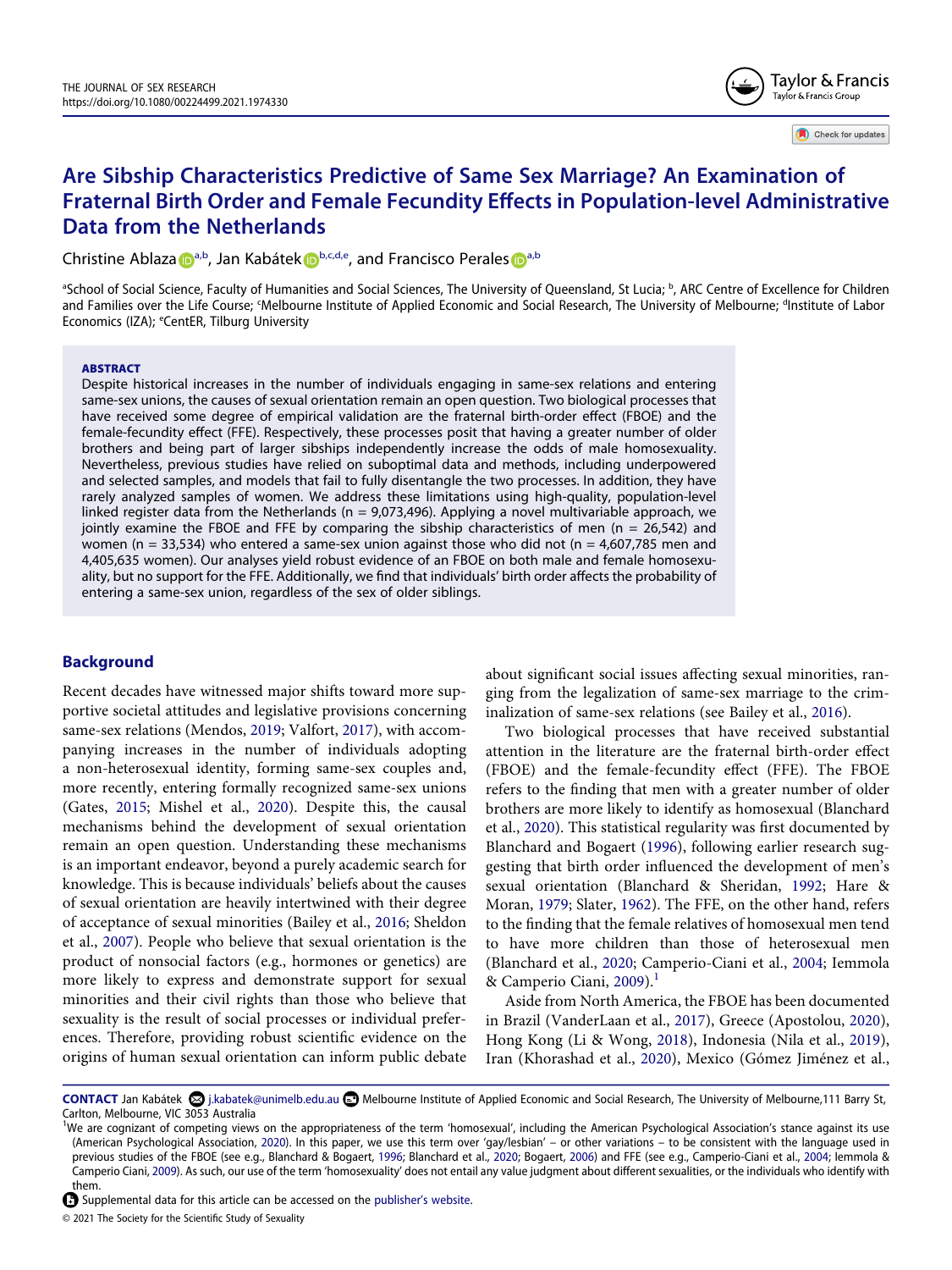# Are Sibship Characteristics Predictive of Same Sex Marriage? An Examination of Fraternal Birth Order and Female Fecundity Effects in Population-level Administrative Data from the Netherlands

Christine Ablaza[a,b], Jan Kabátek[b,c,d,e], and Francisco Perales[a,b]

[a]School of Social Science, Faculty of Humanities and Social Sciences, The University of Queensland, St Lucia; [b], ARC Centre of Excellence for Children and Families over the Life Course; [c]Melbourne Institute of Applied Economic and Social Research, The University of Melbourne; [d]Institute of Labor Economics (IZA); [e]CentER, Tilburg University

**ABSTRACT**

Despite historical increases in the number of individuals engaging in same-sex relations and entering same-sex unions, the causes of sexual orientation remain an open question. Two biological processes that have received some degree of empirical validation are the fraternal birth-order effect (FBOE) and the female-fecundity effect (FFE). Respectively, these processes posit that having a greater number of older brothers and being part of larger sibships independently increase the odds of male homosexuality. Nevertheless, previous studies have relied on suboptimal data and methods, including underpowered and selected samples, and models that fail to fully disentangle the two processes. In addition, they have rarely analyzed samples of women. We address these limitations using high-quality, population-level linked register data from the Netherlands (n = 9,073,496). Applying a novel multivariable approach, we jointly examine the FBOE and FFE by comparing the sibship characteristics of men (n = 26,542) and women (n = 33,534) who entered a same-sex union against those who did not (n = 4,607,785 men and 4,405,635 women). Our analyses yield robust evidence of an FBOE on both male and female homosexuality, but no support for the FFE. Additionally, we find that individuals' birth order affects the probability of entering a same-sex union, regardless of the sex of older siblings.

## Background

Recent decades have witnessed major shifts toward more supportive societal attitudes and legislative provisions concerning same-sex relations (Mendos, 2019; Valfort, 2017), with accompanying increases in the number of individuals adopting a non-heterosexual identity, forming same-sex couples and, more recently, entering formally recognized same-sex unions (Gates, 2015; Mishel et al., 2020). Despite this, the causal mechanisms behind the development of sexual orientation remain an open question. Understanding these mechanisms is an important endeavor, beyond a purely academic search for knowledge. This is because individuals' beliefs about the causes of sexual orientation are heavily intertwined with their degree of acceptance of sexual minorities (Bailey et al., 2016; Sheldon et al., 2007). People who believe that sexual orientation is the product of nonsocial factors (e.g., hormones or genetics) are more likely to express and demonstrate support for sexual minorities and their civil rights than those who believe that sexuality is the result of social processes or individual preferences. Therefore, providing robust scientific evidence on the origins of human sexual orientation can inform public debate about significant social issues affecting sexual minorities, ranging from the legalization of same-sex marriage to the criminalization of same-sex relations (see Bailey et al., 2016).

Two biological processes that have received substantial attention in the literature are the fraternal birth-order effect (FBOE) and the female-fecundity effect (FFE). The FBOE refers to the finding that men with a greater number of older brothers are more likely to identify as homosexual (Blanchard et al., 2020). This statistical regularity was first documented by Blanchard and Bogaert (1996), following earlier research suggesting that birth order influenced the development of men's sexual orientation (Blanchard & Sheridan, 1992; Hare & Moran, 1979; Slater, 1962). The FFE, on the other hand, refers to the finding that the female relatives of homosexual men tend to have more children than those of heterosexual men (Blanchard et al., 2020; Camperio-Ciani et al., 2004; Iemmola & Camperio Ciani, 2009).[1]

Aside from North America, the FBOE has been documented in Brazil (VanderLaan et al., 2017), Greece (Apostolou, 2020), Hong Kong (Li & Wong, 2018), Indonesia (Nila et al., 2019), Iran (Khorashad et al., 2020), Mexico (Gómez Jiménez et al.,

**CONTACT** Jan Kabátek j.kabatek@unimelb.edu.au Melbourne Institute of Applied Economic and Social Research, The University of Melbourne,111 Barry St, Carlton, Melbourne, VIC 3053 Australia

[1]We are cognizant of competing views on the appropriateness of the term 'homosexual', including the American Psychological Association's stance against its use (American Psychological Association, 2020). In this paper, we use this term over 'gay/lesbian' – or other variations – to be consistent with the language used in previous studies of the FBOE (see e.g., Blanchard & Bogaert, 1996; Blanchard et al., 2020; Bogaert, 2006) and FFE (see e.g., Camperio-Ciani et al., 2004; Iemmola & Camperio Ciani, 2009). As such, our use of the term 'homosexuality' does not entail any value judgment about different sexualities, or the individuals who identify with them.

Supplemental data for this article can be accessed on the publisher's website.

© 2021 The Society for the Scientific Study of Sexuality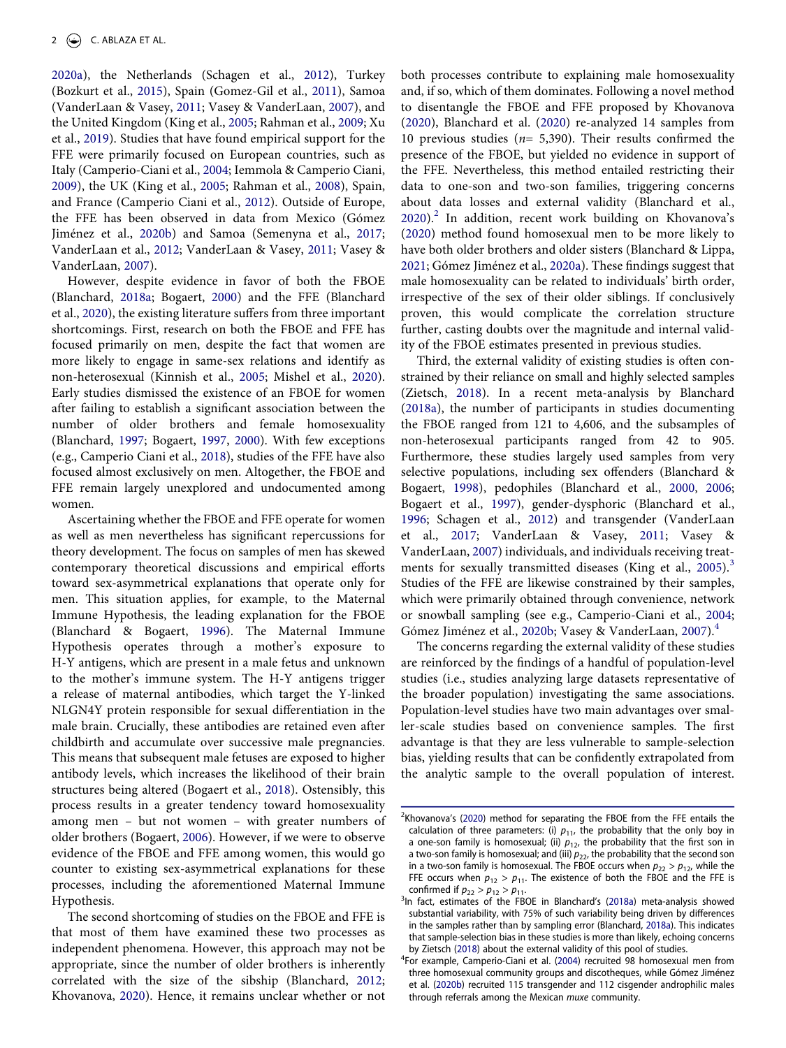2020a), the Netherlands (Schagen et al., 2012), Turkey (Bozkurt et al., 2015), Spain (Gomez-Gil et al., 2011), Samoa (VanderLaan & Vasey, 2011; Vasey & VanderLaan, 2007), and the United Kingdom (King et al., 2005; Rahman et al., 2009; Xu et al., 2019). Studies that have found empirical support for the FFE were primarily focused on European countries, such as Italy (Camperio-Ciani et al., 2004; Iemmola & Camperio Ciani, 2009), the UK (King et al., 2005; Rahman et al., 2008), Spain, and France (Camperio Ciani et al., 2012). Outside of Europe, the FFE has been observed in data from Mexico (Gómez Jiménez et al., 2020b) and Samoa (Semenyna et al., 2017; VanderLaan et al., 2012; VanderLaan & Vasey, 2011; Vasey & VanderLaan, 2007).

However, despite evidence in favor of both the FBOE (Blanchard, 2018a; Bogaert, 2000) and the FFE (Blanchard et al., 2020), the existing literature suffers from three important shortcomings. First, research on both the FBOE and FFE has focused primarily on men, despite the fact that women are more likely to engage in same-sex relations and identify as non-heterosexual (Kinnish et al., 2005; Mishel et al., 2020). Early studies dismissed the existence of an FBOE for women after failing to establish a significant association between the number of older brothers and female homosexuality (Blanchard, 1997; Bogaert, 1997, 2000). With few exceptions (e.g., Camperio Ciani et al., 2018), studies of the FFE have also focused almost exclusively on men. Altogether, the FBOE and FFE remain largely unexplored and undocumented among women.

Ascertaining whether the FBOE and FFE operate for women as well as men nevertheless has significant repercussions for theory development. The focus on samples of men has skewed contemporary theoretical discussions and empirical efforts toward sex-asymmetrical explanations that operate only for men. This situation applies, for example, to the Maternal Immune Hypothesis, the leading explanation for the FBOE (Blanchard & Bogaert, 1996). The Maternal Immune Hypothesis operates through a mother's exposure to H-Y antigens, which are present in a male fetus and unknown to the mother's immune system. The H-Y antigens trigger a release of maternal antibodies, which target the Y-linked NLGN4Y protein responsible for sexual differentiation in the male brain. Crucially, these antibodies are retained even after childbirth and accumulate over successive male pregnancies. This means that subsequent male fetuses are exposed to higher antibody levels, which increases the likelihood of their brain structures being altered (Bogaert et al., 2018). Ostensibly, this process results in a greater tendency toward homosexuality among men – but not women – with greater numbers of older brothers (Bogaert, 2006). However, if we were to observe evidence of the FBOE and FFE among women, this would go counter to existing sex-asymmetrical explanations for these processes, including the aforementioned Maternal Immune Hypothesis.

The second shortcoming of studies on the FBOE and FFE is that most of them have examined these two processes as independent phenomena. However, this approach may not be appropriate, since the number of older brothers is inherently correlated with the size of the sibship (Blanchard, 2012; Khovanova, 2020). Hence, it remains unclear whether or not both processes contribute to explaining male homosexuality and, if so, which of them dominates. Following a novel method to disentangle the FBOE and FFE proposed by Khovanova (2020), Blanchard et al. (2020) re-analyzed 14 samples from 10 previous studies ($n$= 5,390). Their results confirmed the presence of the FBOE, but yielded no evidence in support of the FFE. Nevertheless, this method entailed restricting their data to one-son and two-son families, triggering concerns about data losses and external validity (Blanchard et al., 2020).[2] In addition, recent work building on Khovanova's (2020) method found homosexual men to be more likely to have both older brothers and older sisters (Blanchard & Lippa, 2021; Gómez Jiménez et al., 2020a). These findings suggest that male homosexuality can be related to individuals' birth order, irrespective of the sex of their older siblings. If conclusively proven, this would complicate the correlation structure further, casting doubts over the magnitude and internal validity of the FBOE estimates presented in previous studies.

Third, the external validity of existing studies is often constrained by their reliance on small and highly selected samples (Zietsch, 2018). In a recent meta-analysis by Blanchard (2018a), the number of participants in studies documenting the FBOE ranged from 121 to 4,606, and the subsamples of non-heterosexual participants ranged from 42 to 905. Furthermore, these studies largely used samples from very selective populations, including sex offenders (Blanchard & Bogaert, 1998), pedophiles (Blanchard et al., 2000, 2006; Bogaert et al., 1997), gender-dysphoric (Blanchard et al., 1996; Schagen et al., 2012) and transgender (VanderLaan et al., 2017; VanderLaan & Vasey, 2011; Vasey & VanderLaan, 2007) individuals, and individuals receiving treatments for sexually transmitted diseases (King et al., 2005).[3] Studies of the FFE are likewise constrained by their samples, which were primarily obtained through convenience, network or snowball sampling (see e.g., Camperio-Ciani et al., 2004; Gómez Jiménez et al., 2020b; Vasey & VanderLaan, 2007).[4]

The concerns regarding the external validity of these studies are reinforced by the findings of a handful of population-level studies (i.e., studies analyzing large datasets representative of the broader population) investigating the same associations. Population-level studies have two main advantages over smaller-scale studies based on convenience samples. The first advantage is that they are less vulnerable to sample-selection bias, yielding results that can be confidently extrapolated from the analytic sample to the overall population of interest.

[2]Khovanova's (2020) method for separating the FBOE from the FFE entails the calculation of three parameters: (i) $p_{11}$, the probability that the only boy in a one-son family is homosexual; (ii) $p_{12}$, the probability that the first son in a two-son family is homosexual; and (iii) $p_{22}$, the probability that the second son in a two-son family is homosexual. The FBOE occurs when $p_{22} > p_{12}$, while the FFE occurs when $p_{12} > p_{11}$. The existence of both the FBOE and the FFE is confirmed if $p_{22} > p_{12} > p_{11}$.

[3]In fact, estimates of the FBOE in Blanchard's (2018a) meta-analysis showed substantial variability, with 75% of such variability being driven by differences in the samples rather than by sampling error (Blanchard, 2018a). This indicates that sample-selection bias in these studies is more than likely, echoing concerns by Zietsch (2018) about the external validity of this pool of studies.

[4]For example, Camperio-Ciani et al. (2004) recruited 98 homosexual men from three homosexual community groups and discotheques, while Gómez Jiménez et al. (2020b) recruited 115 transgender and 112 cisgender androphilic males through referrals among the Mexican *muxe* community.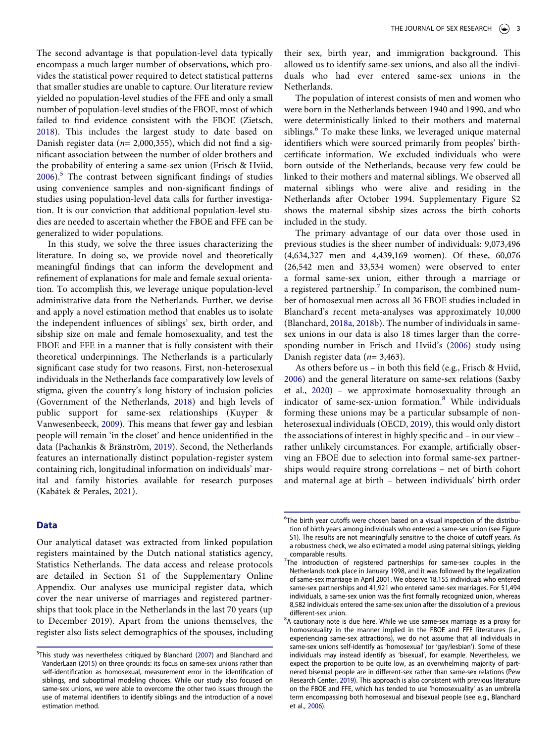The second advantage is that population-level data typically encompass a much larger number of observations, which provides the statistical power required to detect statistical patterns that smaller studies are unable to capture. Our literature review yielded no population-level studies of the FFE and only a small number of population-level studies of the FBOE, most of which failed to find evidence consistent with the FBOE (Zietsch, 2018). This includes the largest study to date based on Danish register data ($n$= 2,000,355), which did not find a significant association between the number of older brothers and the probability of entering a same-sex union (Frisch & Hviid, 2006).[5] The contrast between significant findings of studies using convenience samples and non-significant findings of studies using population-level data calls for further investigation. It is our conviction that additional population-level studies are needed to ascertain whether the FBOE and FFE can be generalized to wider populations.

In this study, we solve the three issues characterizing the literature. In doing so, we provide novel and theoretically meaningful findings that can inform the development and refinement of explanations for male and female sexual orientation. To accomplish this, we leverage unique population-level administrative data from the Netherlands. Further, we devise and apply a novel estimation method that enables us to isolate the independent influences of siblings' sex, birth order, and sibship size on male and female homosexuality, and test the FBOE and FFE in a manner that is fully consistent with their theoretical underpinnings. The Netherlands is a particularly significant case study for two reasons. First, non-heterosexual individuals in the Netherlands face comparatively low levels of stigma, given the country's long history of inclusion policies (Government of the Netherlands, 2018) and high levels of public support for same-sex relationships (Kuyper & Vanwesenbeeck, 2009). This means that fewer gay and lesbian people will remain 'in the closet' and hence unidentified in the data (Pachankis & Bränström, 2019). Second, the Netherlands features an internationally distinct population-register system containing rich, longitudinal information on individuals' marital and family histories available for research purposes (Kabátek & Perales, 2021).

## Data

Our analytical dataset was extracted from linked population registers maintained by the Dutch national statistics agency, Statistics Netherlands. The data access and release protocols are detailed in Section S1 of the Supplementary Online Appendix. Our analyses use municipal register data, which cover the near universe of marriages and registered partnerships that took place in the Netherlands in the last 70 years (up to December 2019). Apart from the unions themselves, the register also lists select demographics of the spouses, including their sex, birth year, and immigration background. This allowed us to identify same-sex unions, and also all the individuals who had ever entered same-sex unions in the Netherlands.

The population of interest consists of men and women who were born in the Netherlands between 1940 and 1990, and who were deterministically linked to their mothers and maternal siblings.[6] To make these links, we leveraged unique maternal identifiers which were sourced primarily from peoples' birth-certificate information. We excluded individuals who were born outside of the Netherlands, because very few could be linked to their mothers and maternal siblings. We observed all maternal siblings who were alive and residing in the Netherlands after October 1994. Supplementary Figure S2 shows the maternal sibship sizes across the birth cohorts included in the study.

The primary advantage of our data over those used in previous studies is the sheer number of individuals: 9,073,496 (4,634,327 men and 4,439,169 women). Of these, 60,076 (26,542 men and 33,534 women) were observed to enter a formal same-sex union, either through a marriage or a registered partnership.[7] In comparison, the combined number of homosexual men across all 36 FBOE studies included in Blanchard's recent meta-analyses was approximately 10,000 (Blanchard, 2018a, 2018b). The number of individuals in same-sex unions in our data is also 18 times larger than the corresponding number in Frisch and Hviid's (2006) study using Danish register data ($n$= 3,463).

As others before us – in both this field (e.g., Frisch & Hviid, 2006) and the general literature on same-sex relations (Saxby et al., 2020) – we approximate homosexuality through an indicator of same-sex-union formation.[8] While individuals forming these unions may be a particular subsample of non-heterosexual individuals (OECD, 2019), this would only distort the associations of interest in highly specific and – in our view – rather unlikely circumstances. For example, artificially observing an FBOE due to selection into formal same-sex partnerships would require strong correlations – net of birth cohort and maternal age at birth – between individuals' birth order

---

[5] This study was nevertheless critiqued by Blanchard (2007) and Blanchard and VanderLaan (2015) on three grounds: its focus on same-sex unions rather than self-identification as homosexual, measurement error in the identification of siblings, and suboptimal modeling choices. While our study also focused on same-sex unions, we were able to overcome the other two issues through the use of maternal identifiers to identify siblings and the introduction of a novel estimation method.

[6] The birth year cutoffs were chosen based on a visual inspection of the distribution of birth years among individuals who entered a same-sex union (see Figure S1). The results are not meaningfully sensitive to the choice of cutoff years. As a robustness check, we also estimated a model using paternal siblings, yielding comparable results.

[7] The introduction of registered partnerships for same-sex couples in the Netherlands took place in January 1998, and it was followed by the legalization of same-sex marriage in April 2001. We observe 18,155 individuals who entered same-sex partnerships and 41,921 who entered same-sex marriages. For 51,494 individuals, a same-sex union was the first formally recognized union, whereas 8,582 individuals entered the same-sex union after the dissolution of a previous different-sex union.

[8] A cautionary note is due here. While we use same-sex marriage as a proxy for homosexuality in the manner implied in the FBOE and FFE literatures (i.e., experiencing same-sex attractions), we do not assume that all individuals in same-sex unions self-identify as 'homosexual' (or 'gay/lesbian'). Some of these individuals may instead identify as 'bisexual', for example. Nevertheless, we expect the proportion to be quite low, as an overwhelming majority of partnered bisexual people are in different-sex rather than same-sex relations (Pew Research Center, 2019). This approach is also consistent with previous literature on the FBOE and FFE, which has tended to use 'homosexuality' as an umbrella term encompassing both homosexual and bisexual people (see e.g., Blanchard et al., 2006).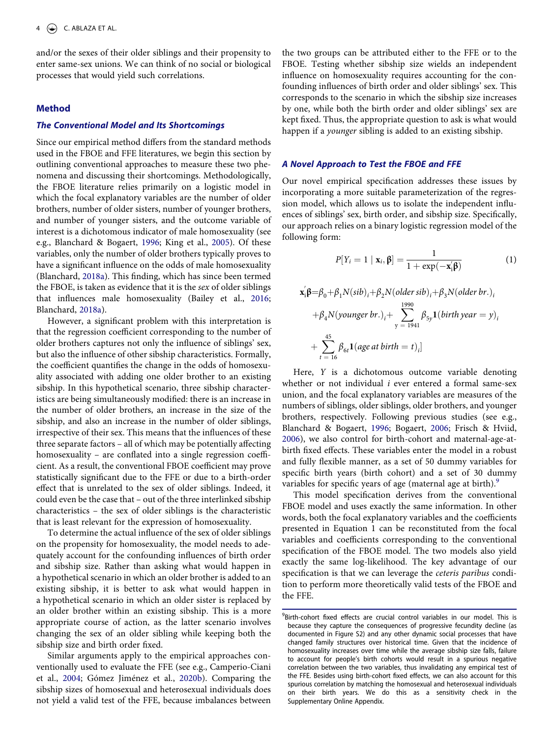and/or the sexes of their older siblings and their propensity to enter same-sex unions. We can think of no social or biological processes that would yield such correlations.

## Method

### The Conventional Model and Its Shortcomings

Since our empirical method differs from the standard methods used in the FBOE and FFE literatures, we begin this section by outlining conventional approaches to measure these two phenomena and discussing their shortcomings. Methodologically, the FBOE literature relies primarily on a logistic model in which the focal explanatory variables are the number of older brothers, number of older sisters, number of younger brothers, and number of younger sisters, and the outcome variable of interest is a dichotomous indicator of male homosexuality (see e.g., Blanchard & Bogaert, 1996; King et al., 2005). Of these variables, only the number of older brothers typically proves to have a significant influence on the odds of male homosexuality (Blanchard, 2018a). This finding, which has since been termed the FBOE, is taken as evidence that it is the *sex* of older siblings that influences male homosexuality (Bailey et al., 2016; Blanchard, 2018a).

However, a significant problem with this interpretation is that the regression coefficient corresponding to the number of older brothers captures not only the influence of siblings' sex, but also the influence of other sibship characteristics. Formally, the coefficient quantifies the change in the odds of homosexuality associated with adding one older brother to an existing sibship. In this hypothetical scenario, three sibship characteristics are being simultaneously modified: there is an increase in the number of older brothers, an increase in the size of the sibship, and also an increase in the number of older siblings, irrespective of their sex. This means that the influences of these three separate factors – all of which may be potentially affecting homosexuality – are conflated into a single regression coefficient. As a result, the conventional FBOE coefficient may prove statistically significant due to the FFE or due to a birth-order effect that is unrelated to the sex of older siblings. Indeed, it could even be the case that – out of the three interlinked sibship characteristics – the sex of older siblings is the characteristic that is least relevant for the expression of homosexuality.

To determine the actual influence of the sex of older siblings on the propensity for homosexuality, the model needs to adequately account for the confounding influences of birth order and sibship size. Rather than asking what would happen in a hypothetical scenario in which an older brother is added to an existing sibship, it is better to ask what would happen in a hypothetical scenario in which an older sister is replaced by an older brother within an existing sibship. This is a more appropriate course of action, as the latter scenario involves changing the sex of an older sibling while keeping both the sibship size and birth order fixed.

Similar arguments apply to the empirical approaches conventionally used to evaluate the FFE (see e.g., Camperio-Ciani et al., 2004; Gómez Jiménez et al., 2020b). Comparing the sibship sizes of homosexual and heterosexual individuals does not yield a valid test of the FFE, because imbalances between the two groups can be attributed either to the FFE or to the FBOE. Testing whether sibship size wields an independent influence on homosexuality requires accounting for the confounding influences of birth order and older siblings' sex. This corresponds to the scenario in which the sibship size increases by one, while both the birth order and older siblings' sex are kept fixed. Thus, the appropriate question to ask is what would happen if a *younger* sibling is added to an existing sibship.

### A Novel Approach to Test the FBOE and FFE

Our novel empirical specification addresses these issues by incorporating a more suitable parameterization of the regression model, which allows us to isolate the independent influences of siblings' sex, birth order, and sibship size. Specifically, our approach relies on a binary logistic regression model of the following form:

$$P[Y_i = 1 \mid \mathbf{x}_i, \boldsymbol{\beta}] = \frac{1}{1 + \exp(-\mathbf{x}_i'\boldsymbol{\beta})} \tag{1}$$

$$\begin{aligned}\mathbf{x}_i'\boldsymbol{\beta} = {} & \beta_0 + \beta_1 N(sib)_i + \beta_2 N(older\,sib)_i + \beta_3 N(older\,br.)_i \\ & + \beta_4 N(younger\,br.)_i + \sum_{y=1941}^{1990} \beta_{5y} \mathbf{1}(birth\,year = y)_i \\ & + \sum_{t=16}^{45} \beta_{6t} \mathbf{1}(age\,at\,birth = t)_i]\end{aligned}$$

Here, $Y$ is a dichotomous outcome variable denoting whether or not individual $i$ ever entered a formal same-sex union, and the focal explanatory variables are measures of the numbers of siblings, older siblings, older brothers, and younger brothers, respectively. Following previous studies (see e.g., Blanchard & Bogaert, 1996; Bogaert, 2006; Frisch & Hviid, 2006), we also control for birth-cohort and maternal-age-at-birth fixed effects. These variables enter the model in a robust and fully flexible manner, as a set of 50 dummy variables for specific birth years (birth cohort) and a set of 30 dummy variables for specific years of age (maternal age at birth).[9]

This model specification derives from the conventional FBOE model and uses exactly the same information. In other words, both the focal explanatory variables and the coefficients presented in Equation 1 can be reconstituted from the focal variables and coefficients corresponding to the conventional specification of the FBOE model. The two models also yield exactly the same log-likelihood. The key advantage of our specification is that we can leverage the *ceteris paribus* condition to perform more theoretically valid tests of the FBOE and the FFE.

[9]Birth-cohort fixed effects are crucial control variables in our model. This is because they capture the consequences of progressive fecundity decline (as documented in Figure S2) and any other dynamic social processes that have changed family structures over historical time. Given that the incidence of homosexuality increases over time while the average sibship size falls, failure to account for people's birth cohorts would result in a spurious negative correlation between the two variables, thus invalidating any empirical test of the FFE. Besides using birth-cohort fixed effects, we can also account for this spurious correlation by matching the homosexual and heterosexual individuals on their birth years. We do this as a sensitivity check in the Supplementary Online Appendix.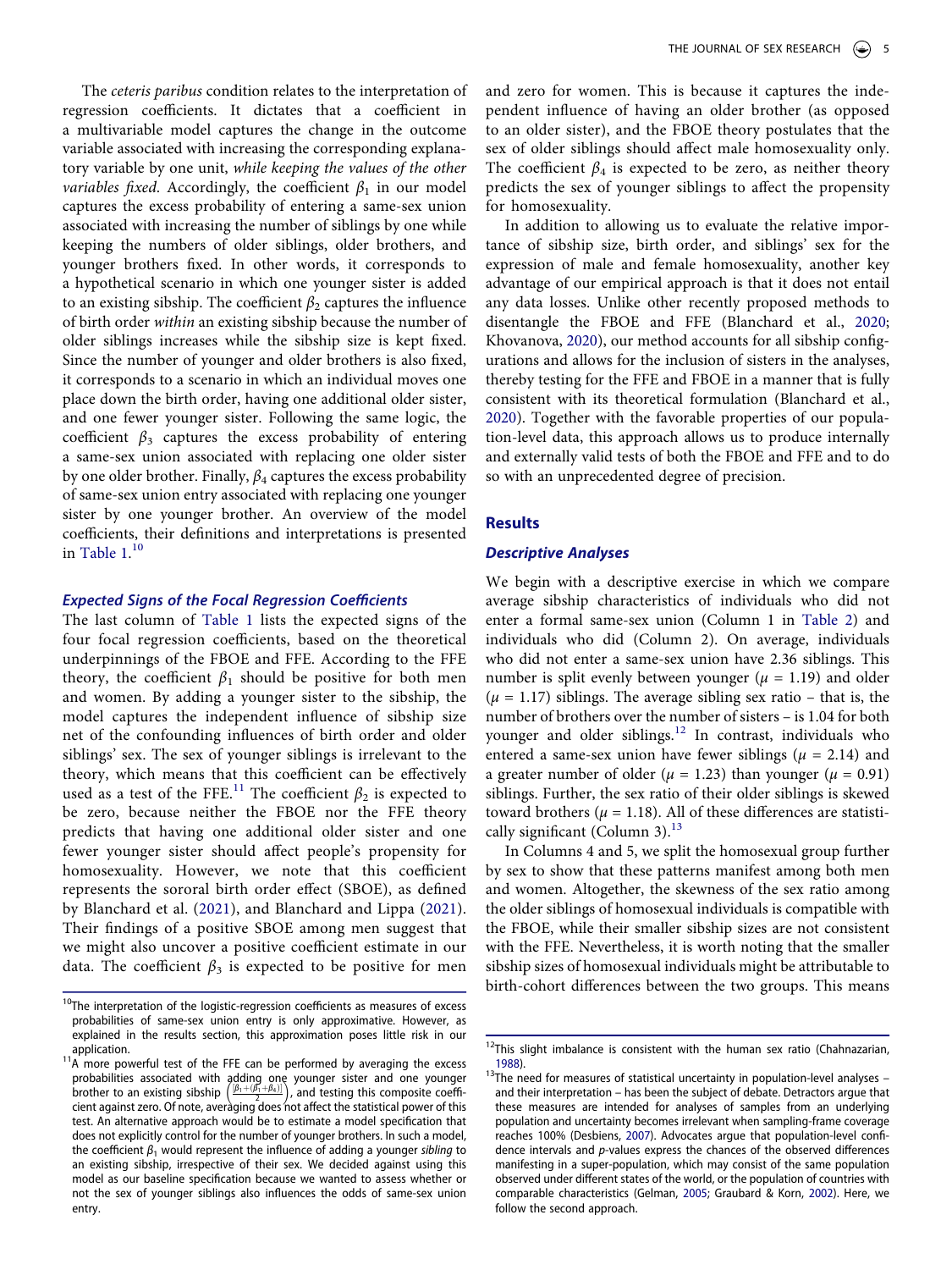The *ceteris paribus* condition relates to the interpretation of regression coefficients. It dictates that a coefficient in a multivariable model captures the change in the outcome variable associated with increasing the corresponding explanatory variable by one unit, *while keeping the values of the other variables fixed*. Accordingly, the coefficient $\beta_1$ in our model captures the excess probability of entering a same-sex union associated with increasing the number of siblings by one while keeping the numbers of older siblings, older brothers, and younger brothers fixed. In other words, it corresponds to a hypothetical scenario in which one younger sister is added to an existing sibship. The coefficient $\beta_2$ captures the influence of birth order *within* an existing sibship because the number of older siblings increases while the sibship size is kept fixed. Since the number of younger and older brothers is also fixed, it corresponds to a scenario in which an individual moves one place down the birth order, having one additional older sister, and one fewer younger sister. Following the same logic, the coefficient $\beta_3$ captures the excess probability of entering a same-sex union associated with replacing one older sister by one older brother. Finally, $\beta_4$ captures the excess probability of same-sex union entry associated with replacing one younger sister by one younger brother. An overview of the model coefficients, their definitions and interpretations is presented in Table 1.[10]

### *Expected Signs of the Focal Regression Coefficients*

The last column of Table 1 lists the expected signs of the four focal regression coefficients, based on the theoretical underpinnings of the FBOE and FFE. According to the FFE theory, the coefficient $\beta_1$ should be positive for both men and women. By adding a younger sister to the sibship, the model captures the independent influence of sibship size net of the confounding influences of birth order and older siblings' sex. The sex of younger siblings is irrelevant to the theory, which means that this coefficient can be effectively used as a test of the FFE.[11] The coefficient $\beta_2$ is expected to be zero, because neither the FBOE nor the FFE theory predicts that having one additional older sister and one fewer younger sister should affect people's propensity for homosexuality. However, we note that this coefficient represents the sororal birth order effect (SBOE), as defined by Blanchard et al. (2021), and Blanchard and Lippa (2021). Their findings of a positive SBOE among men suggest that we might also uncover a positive coefficient estimate in our data. The coefficient $\beta_3$ is expected to be positive for men and zero for women. This is because it captures the independent influence of having an older brother (as opposed to an older sister), and the FBOE theory postulates that the sex of older siblings should affect male homosexuality only. The coefficient $\beta_4$ is expected to be zero, as neither theory predicts the sex of younger siblings to affect the propensity for homosexuality.

In addition to allowing us to evaluate the relative importance of sibship size, birth order, and siblings' sex for the expression of male and female homosexuality, another key advantage of our empirical approach is that it does not entail any data losses. Unlike other recently proposed methods to disentangle the FBOE and FFE (Blanchard et al., 2020; Khovanova, 2020), our method accounts for all sibship configurations and allows for the inclusion of sisters in the analyses, thereby testing for the FFE and FBOE in a manner that is fully consistent with its theoretical formulation (Blanchard et al., 2020). Together with the favorable properties of our population-level data, this approach allows us to produce internally and externally valid tests of both the FBOE and FFE and to do so with an unprecedented degree of precision.

## Results

### *Descriptive Analyses*

We begin with a descriptive exercise in which we compare average sibship characteristics of individuals who did not enter a formal same-sex union (Column 1 in Table 2) and individuals who did (Column 2). On average, individuals who did not enter a same-sex union have 2.36 siblings. This number is split evenly between younger ($\mu$ = 1.19) and older ($\mu$ = 1.17) siblings. The average sibling sex ratio – that is, the number of brothers over the number of sisters – is 1.04 for both younger and older siblings.[12] In contrast, individuals who entered a same-sex union have fewer siblings ($\mu$ = 2.14) and a greater number of older ($\mu$ = 1.23) than younger ($\mu$ = 0.91) siblings. Further, the sex ratio of their older siblings is skewed toward brothers ($\mu$ = 1.18). All of these differences are statistically significant (Column 3).[13]

In Columns 4 and 5, we split the homosexual group further by sex to show that these patterns manifest among both men and women. Altogether, the skewness of the sex ratio among the older siblings of homosexual individuals is compatible with the FBOE, while their smaller sibship sizes are not consistent with the FFE. Nevertheless, it is worth noting that the smaller sibship sizes of homosexual individuals might be attributable to birth-cohort differences between the two groups. This means

---

[10] The interpretation of the logistic-regression coefficients as measures of excess probabilities of same-sex union entry is only approximative. However, as explained in the results section, this approximation poses little risk in our application.

[11] A more powerful test of the FFE can be performed by averaging the excess probabilities associated with adding one younger sister and one younger brother to an existing sibship $\left(\frac{\beta_1+(\beta_1+\beta_4)}{2}\right)$, and testing this composite coefficient against zero. Of note, averaging does not affect the statistical power of this test. An alternative approach would be to estimate a model specification that does not explicitly control for the number of younger brothers. In such a model, the coefficient $\beta_1$ would represent the influence of adding a younger *sibling* to an existing sibship, irrespective of their sex. We decided against using this model as our baseline specification because we wanted to assess whether or not the sex of younger siblings also influences the odds of same-sex union entry.

[12] This slight imbalance is consistent with the human sex ratio (Chahnazarian, 1988).

[13] The need for measures of statistical uncertainty in population-level analyses – and their interpretation – has been the subject of debate. Detractors argue that these measures are intended for analyses of samples from an underlying population and uncertainty becomes irrelevant when sampling-frame coverage reaches 100% (Desbiens, 2007). Advocates argue that population-level confidence intervals and *p*-values express the chances of the observed differences manifesting in a super-population, which may consist of the same population observed under different states of the world, or the population of countries with comparable characteristics (Gelman, 2005; Graubard & Korn, 2002). Here, we follow the second approach.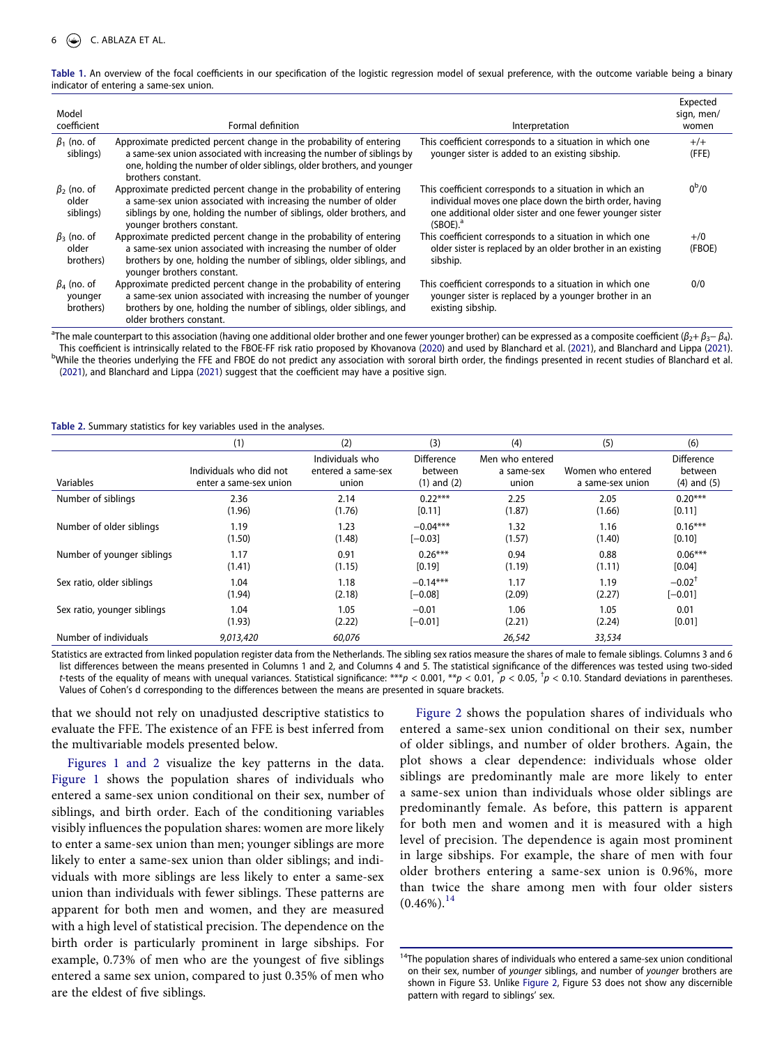**Table 1.** An overview of the focal coefficients in our specification of the logistic regression model of sexual preference, with the outcome variable being a binary indicator of entering a same-sex union.

| Model coefficient | Formal definition | Interpretation | Expected sign, men/ women |
|---|---|---|---|
| $\beta_1$ (no. of siblings) | Approximate predicted percent change in the probability of entering a same-sex union associated with increasing the number of siblings by one, holding the number of older siblings, older brothers, and younger brothers constant. | This coefficient corresponds to a situation in which one younger sister is added to an existing sibship. | +/+ (FFE) |
| $\beta_2$ (no. of older siblings) | Approximate predicted percent change in the probability of entering a same-sex union associated with increasing the number of older siblings by one, holding the number of siblings, older brothers, and younger brothers constant. | This coefficient corresponds to a situation in which an individual moves one place down the birth order, having one additional older sister and one fewer younger sister (SBOE).[a] | 0[b]/0 |
| $\beta_3$ (no. of older brothers) | Approximate predicted percent change in the probability of entering a same-sex union associated with increasing the number of older brothers by one, holding the number of siblings, older siblings, and younger brothers constant. | This coefficient corresponds to a situation in which one older sister is replaced by an older brother in an existing sibship. | +/0 (FBOE) |
| $\beta_4$ (no. of younger brothers) | Approximate predicted percent change in the probability of entering a same-sex union associated with increasing the number of younger brothers by one, holding the number of siblings, older siblings, and older brothers constant. | This coefficient corresponds to a situation in which one younger sister is replaced by a younger brother in an existing sibship. | 0/0 |

[a]The male counterpart to this association (having one additional older brother and one fewer younger brother) can be expressed as a composite coefficient ($\beta_2 + \beta_3 - \beta_4$). This coefficient is intrinsically related to the FBOE-FF risk ratio proposed by Khovanova (2020) and used by Blanchard et al. (2021), and Blanchard and Lippa (2021).
[b]While the theories underlying the FFE and FBOE do not predict any association with sororal birth order, the findings presented in recent studies of Blanchard et al. (2021), and Blanchard and Lippa (2021) suggest that the coefficient may have a positive sign.

**Table 2.** Summary statistics for key variables used in the analyses.

| | (1) | (2) | (3) | (4) | (5) | (6) |
|---|---|---|---|---|---|---|
| Variables | Individuals who did not enter a same-sex union | Individuals who entered a same-sex union | Difference between (1) and (2) | Men who entered a same-sex union | Women who entered a same-sex union | Difference between (4) and (5) |
| Number of siblings | 2.36 | 2.14 | 0.22*** | 2.25 | 2.05 | 0.20*** |
| | (1.96) | (1.76) | [0.11] | (1.87) | (1.66) | [0.11] |
| Number of older siblings | 1.19 | 1.23 | −0.04*** | 1.32 | 1.16 | 0.16*** |
| | (1.50) | (1.48) | [−0.03] | (1.57) | (1.40) | [0.10] |
| Number of younger siblings | 1.17 | 0.91 | 0.26*** | 0.94 | 0.88 | 0.06*** |
| | (1.41) | (1.15) | [0.19] | (1.19) | (1.11) | [0.04] |
| Sex ratio, older siblings | 1.04 | 1.18 | −0.14*** | 1.17 | 1.19 | −0.02[†] |
| | (1.94) | (2.18) | [−0.08] | (2.09) | (2.27) | [−0.01] |
| Sex ratio, younger siblings | 1.04 | 1.05 | −0.01 | 1.06 | 1.05 | 0.01 |
| | (1.93) | (2.22) | [−0.01] | (2.21) | (2.24) | [0.01] |
| Number of individuals | *9,013,420* | *60,076* | | *26,542* | *33,534* | |

Statistics are extracted from linked population register data from the Netherlands. The sibling sex ratios measure the shares of male to female siblings. Columns 3 and 6 list differences between the means presented in Columns 1 and 2, and Columns 4 and 5. The statistical significance of the differences was tested using two-sided *t*-tests of the equality of means with unequal variances. Statistical significance: ***$p < 0.001$, **$p < 0.01$, *$p < 0.05$, [†]$p < 0.10$. Standard deviations in parentheses. Values of Cohen's d corresponding to the differences between the means are presented in square brackets.

that we should not rely on unadjusted descriptive statistics to evaluate the FFE. The existence of an FFE is best inferred from the multivariable models presented below.

Figures 1 and 2 visualize the key patterns in the data. Figure 1 shows the population shares of individuals who entered a same-sex union conditional on their sex, number of siblings, and birth order. Each of the conditioning variables visibly influences the population shares: women are more likely to enter a same-sex union than men; younger siblings are more likely to enter a same-sex union than older siblings; and individuals with more siblings are less likely to enter a same-sex union than individuals with fewer siblings. These patterns are apparent for both men and women, and they are measured with a high level of statistical precision. The dependence on the birth order is particularly prominent in large sibships. For example, 0.73% of men who are the youngest of five siblings entered a same sex union, compared to just 0.35% of men who are the eldest of five siblings.

Figure 2 shows the population shares of individuals who entered a same-sex union conditional on their sex, number of older siblings, and number of older brothers. Again, the plot shows a clear dependence: individuals whose older siblings are predominantly male are more likely to enter a same-sex union than individuals whose older siblings are predominantly female. As before, this pattern is apparent for both men and women and it is measured with a high level of precision. The dependence is again most prominent in large sibships. For example, the share of men with four older brothers entering a same-sex union is 0.96%, more than twice the share among men with four older sisters (0.46%).[14]

[14]The population shares of individuals who entered a same-sex union conditional on their sex, number of *younger* siblings, and number of *younger* brothers are shown in Figure S3. Unlike Figure 2, Figure S3 does not show any discernible pattern with regard to siblings' sex.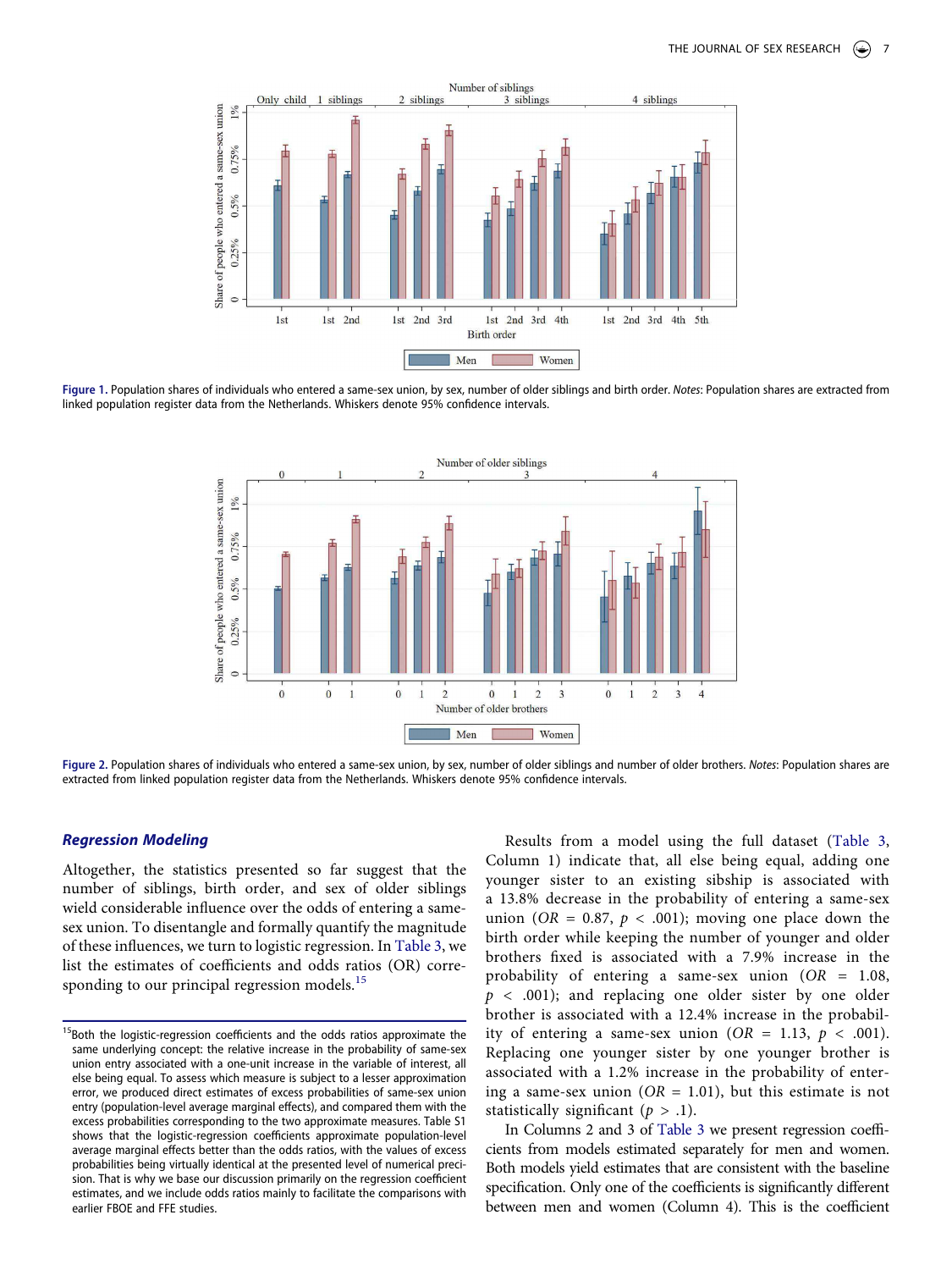Figure 1. Population shares of individuals who entered a same-sex union, by sex, number of older siblings and birth order. *Notes*: Population shares are extracted from linked population register data from the Netherlands. Whiskers denote 95% confidence intervals.

Figure 2. Population shares of individuals who entered a same-sex union, by sex, number of older siblings and number of older brothers. *Notes*: Population shares are extracted from linked population register data from the Netherlands. Whiskers denote 95% confidence intervals.

### *Regression Modeling*

Altogether, the statistics presented so far suggest that the number of siblings, birth order, and sex of older siblings wield considerable influence over the odds of entering a same-sex union. To disentangle and formally quantify the magnitude of these influences, we turn to logistic regression. In Table 3, we list the estimates of coefficients and odds ratios (OR) corresponding to our principal regression models.[15]

Results from a model using the full dataset (Table 3, Column 1) indicate that, all else being equal, adding one younger sister to an existing sibship is associated with a 13.8% decrease in the probability of entering a same-sex union ($OR = 0.87$, $p < .001$); moving one place down the birth order while keeping the number of younger and older brothers fixed is associated with a 7.9% increase in the probability of entering a same-sex union ($OR = 1.08$, $p < .001$); and replacing one older sister by one older brother is associated with a 12.4% increase in the probability of entering a same-sex union ($OR = 1.13$, $p < .001$). Replacing one younger sister by one younger brother is associated with a 1.2% increase in the probability of entering a same-sex union ($OR = 1.01$), but this estimate is not statistically significant ($p > .1$).

In Columns 2 and 3 of Table 3 we present regression coefficients from models estimated separately for men and women. Both models yield estimates that are consistent with the baseline specification. Only one of the coefficients is significantly different between men and women (Column 4). This is the coefficient

[15] Both the logistic-regression coefficients and the odds ratios approximate the same underlying concept: the relative increase in the probability of same-sex union entry associated with a one-unit increase in the variable of interest, all else being equal. To assess which measure is subject to a lesser approximation error, we produced direct estimates of excess probabilities of same-sex union entry (population-level average marginal effects), and compared them with the excess probabilities corresponding to the two approximate measures. Table S1 shows that the logistic-regression coefficients approximate population-level average marginal effects better than the odds ratios, with the values of excess probabilities being virtually identical at the presented level of numerical precision. That is why we base our discussion primarily on the regression coefficient estimates, and we include odds ratios mainly to facilitate the comparisons with earlier FBOE and FFE studies.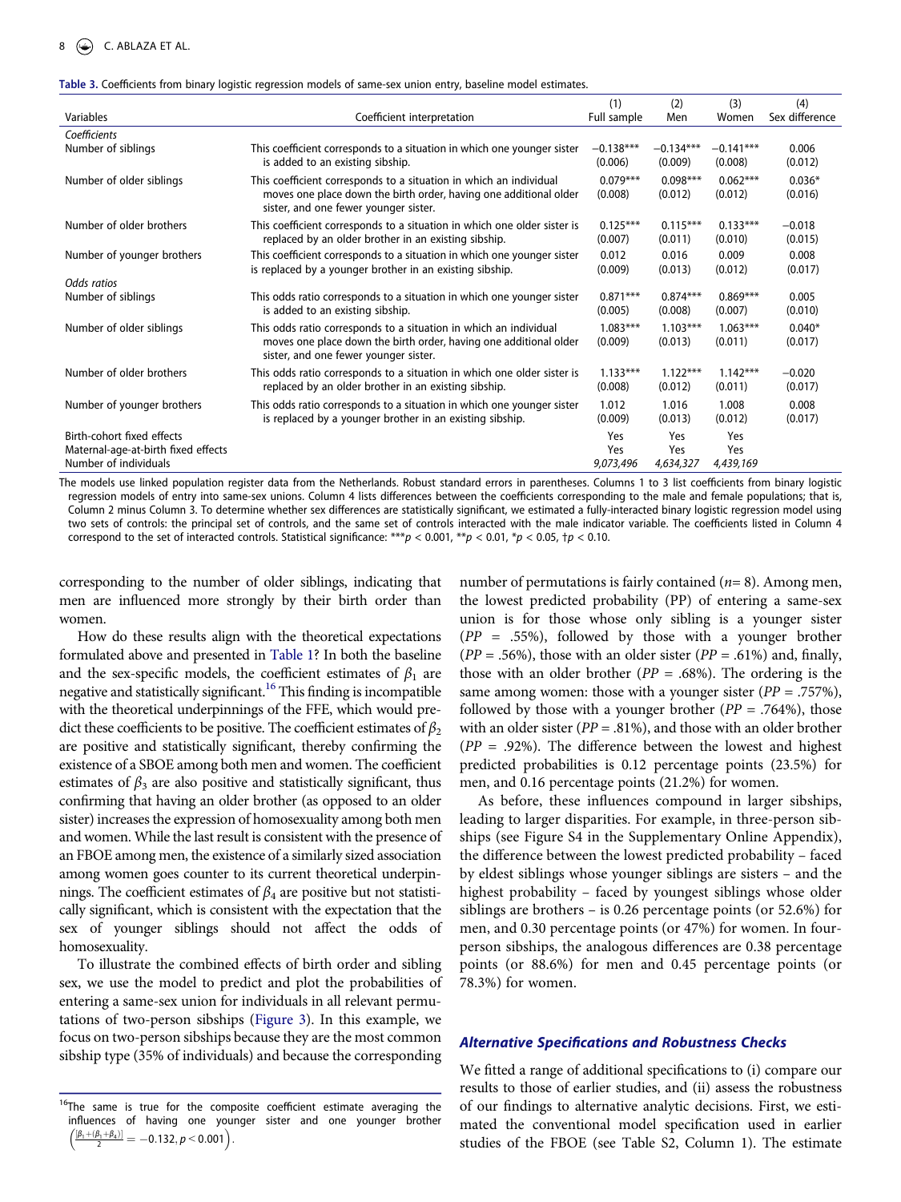**Table 3.** Coefficients from binary logistic regression models of same-sex union entry, baseline model estimates.

| Variables | Coefficient interpretation | (1) Full sample | (2) Men | (3) Women | (4) Sex difference |
|---|---|---|---|---|---|
| *Coefficients* | | | | | |
| Number of siblings | This coefficient corresponds to a situation in which one younger sister is added to an existing sibship. | −0.138*** (0.006) | −0.134*** (0.009) | −0.141*** (0.008) | 0.006 (0.012) |
| Number of older siblings | This coefficient corresponds to a situation in which an individual moves one place down the birth order, having one additional older sister, and one fewer younger sister. | 0.079*** (0.008) | 0.098*** (0.012) | 0.062*** (0.012) | 0.036* (0.016) |
| Number of older brothers | This coefficient corresponds to a situation in which one older sister is replaced by an older brother in an existing sibship. | 0.125*** (0.007) | 0.115*** (0.011) | 0.133*** (0.010) | −0.018 (0.015) |
| Number of younger brothers | This coefficient corresponds to a situation in which one younger sister is replaced by a younger brother in an existing sibship. | 0.012 (0.009) | 0.016 (0.013) | 0.009 (0.012) | 0.008 (0.017) |
| *Odds ratios* | | | | | |
| Number of siblings | This odds ratio corresponds to a situation in which one younger sister is added to an existing sibship. | 0.871*** (0.005) | 0.874*** (0.008) | 0.869*** (0.007) | 0.005 (0.010) |
| Number of older siblings | This odds ratio corresponds to a situation in which an individual moves one place down the birth order, having one additional older sister, and one fewer younger sister. | 1.083*** (0.009) | 1.103*** (0.013) | 1.063*** (0.011) | 0.040* (0.017) |
| Number of older brothers | This odds ratio corresponds to a situation in which one older sister is replaced by an older brother in an existing sibship. | 1.133*** (0.008) | 1.122*** (0.012) | 1.142*** (0.011) | −0.020 (0.017) |
| Number of younger brothers | This odds ratio corresponds to a situation in which one younger sister is replaced by a younger brother in an existing sibship. | 1.012 (0.009) | 1.016 (0.013) | 1.008 (0.012) | 0.008 (0.017) |
| Birth-cohort fixed effects | | Yes | Yes | Yes | |
| Maternal-age-at-birth fixed effects | | Yes | Yes | Yes | |
| Number of individuals | | *9,073,496* | *4,634,327* | *4,439,169* | |

The models use linked population register data from the Netherlands. Robust standard errors in parentheses. Columns 1 to 3 list coefficients from binary logistic regression models of entry into same-sex unions. Column 4 lists differences between the coefficients corresponding to the male and female populations; that is, Column 2 minus Column 3. To determine whether sex differences are statistically significant, we estimated a fully-interacted binary logistic regression model using two sets of controls: the principal set of controls, and the same set of controls interacted with the male indicator variable. The coefficients listed in Column 4 correspond to the set of interacted controls. Statistical significance: ***$p < 0.001$, **$p < 0.01$, *$p < 0.05$, †$p < 0.10$.

corresponding to the number of older siblings, indicating that men are influenced more strongly by their birth order than women.

How do these results align with the theoretical expectations formulated above and presented in Table 1? In both the baseline and the sex-specific models, the coefficient estimates of $\beta_1$ are negative and statistically significant.[16] This finding is incompatible with the theoretical underpinnings of the FFE, which would predict these coefficients to be positive. The coefficient estimates of $\beta_2$ are positive and statistically significant, thereby confirming the existence of a SBOE among both men and women. The coefficient estimates of $\beta_3$ are also positive and statistically significant, thus confirming that having an older brother (as opposed to an older sister) increases the expression of homosexuality among both men and women. While the last result is consistent with the presence of an FBOE among men, the existence of a similarly sized association among women goes counter to its current theoretical underpinnings. The coefficient estimates of $\beta_4$ are positive but not statistically significant, which is consistent with the expectation that the sex of younger siblings should not affect the odds of homosexuality.

To illustrate the combined effects of birth order and sibling sex, we use the model to predict and plot the probabilities of entering a same-sex union for individuals in all relevant permutations of two-person sibships (Figure 3). In this example, we focus on two-person sibships because they are the most common sibship type (35% of individuals) and because the corresponding number of permutations is fairly contained ($n$= 8). Among men, the lowest predicted probability (PP) of entering a same-sex union is for those whose only sibling is a younger sister (*PP* = .55%), followed by those with a younger brother (*PP* = .56%), those with an older sister (*PP* = .61%) and, finally, those with an older brother (*PP* = .68%). The ordering is the same among women: those with a younger sister (*PP* = .757%), followed by those with a younger brother (*PP* = .764%), those with an older sister (*PP* = .81%), and those with an older brother (*PP* = .92%). The difference between the lowest and highest predicted probabilities is 0.12 percentage points (23.5%) for men, and 0.16 percentage points (21.2%) for women.

As before, these influences compound in larger sibships, leading to larger disparities. For example, in three-person sibships (see Figure S4 in the Supplementary Online Appendix), the difference between the lowest predicted probability – faced by eldest siblings whose younger siblings are sisters – and the highest probability – faced by youngest siblings whose older siblings are brothers – is 0.26 percentage points (or 52.6%) for men, and 0.30 percentage points (or 47%) for women. In four-person sibships, the analogous differences are 0.38 percentage points (or 88.6%) for men and 0.45 percentage points (or 78.3%) for women.

### Alternative Specifications and Robustness Checks

We fitted a range of additional specifications to (i) compare our results to those of earlier studies, and (ii) assess the robustness of our findings to alternative analytic decisions. First, we estimated the conventional model specification used in earlier studies of the FBOE (see Table S2, Column 1). The estimate

[16] The same is true for the composite coefficient estimate averaging the influences of having one younger sister and one younger brother $\left(\frac{[\beta_1+(\beta_1+\beta_4)]}{2} = -0.132, p < 0.001\right)$.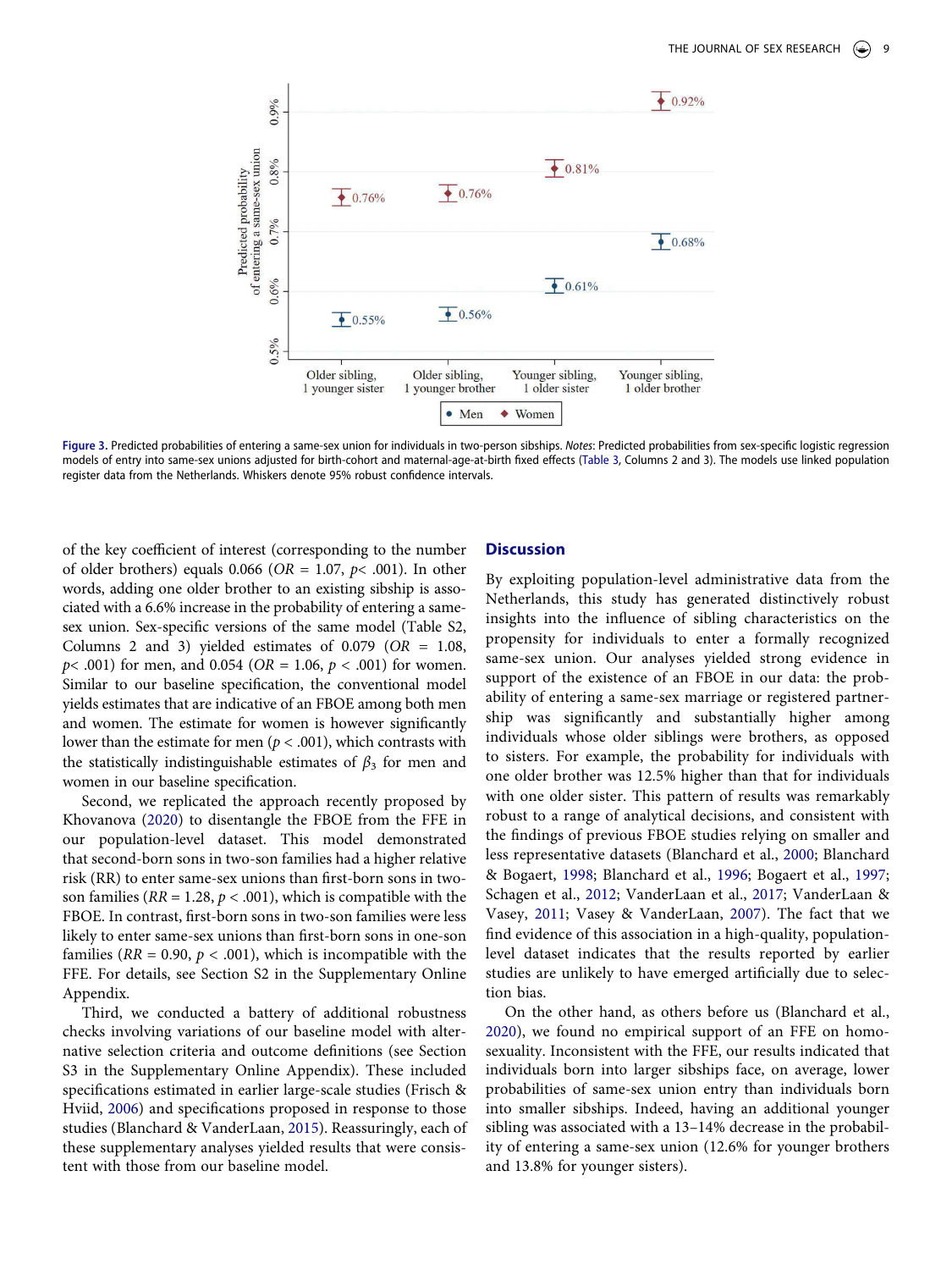Figure 3. Predicted probabilities of entering a same-sex union for individuals in two-person sibships. *Notes*: Predicted probabilities from sex-specific logistic regression models of entry into same-sex unions adjusted for birth-cohort and maternal-age-at-birth fixed effects (Table 3, Columns 2 and 3). The models use linked population register data from the Netherlands. Whiskers denote 95% robust confidence intervals.

of the key coefficient of interest (corresponding to the number of older brothers) equals 0.066 ($OR$ = 1.07, $p$< .001). In other words, adding one older brother to an existing sibship is associated with a 6.6% increase in the probability of entering a same-sex union. Sex-specific versions of the same model (Table S2, Columns 2 and 3) yielded estimates of 0.079 ($OR$ = 1.08, $p$< .001) for men, and 0.054 ($OR$ = 1.06, $p$ < .001) for women. Similar to our baseline specification, the conventional model yields estimates that are indicative of an FBOE among both men and women. The estimate for women is however significantly lower than the estimate for men ($p$ < .001), which contrasts with the statistically indistinguishable estimates of $\beta_3$ for men and women in our baseline specification.

Second, we replicated the approach recently proposed by Khovanova (2020) to disentangle the FBOE from the FFE in our population-level dataset. This model demonstrated that second-born sons in two-son families had a higher relative risk (RR) to enter same-sex unions than first-born sons in two-son families ($RR$ = 1.28, $p$ < .001), which is compatible with the FBOE. In contrast, first-born sons in two-son families were less likely to enter same-sex unions than first-born sons in one-son families ($RR$ = 0.90, $p$ < .001), which is incompatible with the FFE. For details, see Section S2 in the Supplementary Online Appendix.

Third, we conducted a battery of additional robustness checks involving variations of our baseline model with alternative selection criteria and outcome definitions (see Section S3 in the Supplementary Online Appendix). These included specifications estimated in earlier large-scale studies (Frisch & Hviid, 2006) and specifications proposed in response to those studies (Blanchard & VanderLaan, 2015). Reassuringly, each of these supplementary analyses yielded results that were consistent with those from our baseline model.

## Discussion

By exploiting population-level administrative data from the Netherlands, this study has generated distinctively robust insights into the influence of sibling characteristics on the propensity for individuals to enter a formally recognized same-sex union. Our analyses yielded strong evidence in support of the existence of an FBOE in our data: the probability of entering a same-sex marriage or registered partnership was significantly and substantially higher among individuals whose older siblings were brothers, as opposed to sisters. For example, the probability for individuals with one older brother was 12.5% higher than that for individuals with one older sister. This pattern of results was remarkably robust to a range of analytical decisions, and consistent with the findings of previous FBOE studies relying on smaller and less representative datasets (Blanchard et al., 2000; Blanchard & Bogaert, 1998; Blanchard et al., 1996; Bogaert et al., 1997; Schagen et al., 2012; VanderLaan et al., 2017; VanderLaan & Vasey, 2011; Vasey & VanderLaan, 2007). The fact that we find evidence of this association in a high-quality, population-level dataset indicates that the results reported by earlier studies are unlikely to have emerged artificially due to selection bias.

On the other hand, as others before us (Blanchard et al., 2020), we found no empirical support of an FFE on homosexuality. Inconsistent with the FFE, our results indicated that individuals born into larger sibships face, on average, lower probabilities of same-sex union entry than individuals born into smaller sibships. Indeed, having an additional younger sibling was associated with a 13–14% decrease in the probability of entering a same-sex union (12.6% for younger brothers and 13.8% for younger sisters).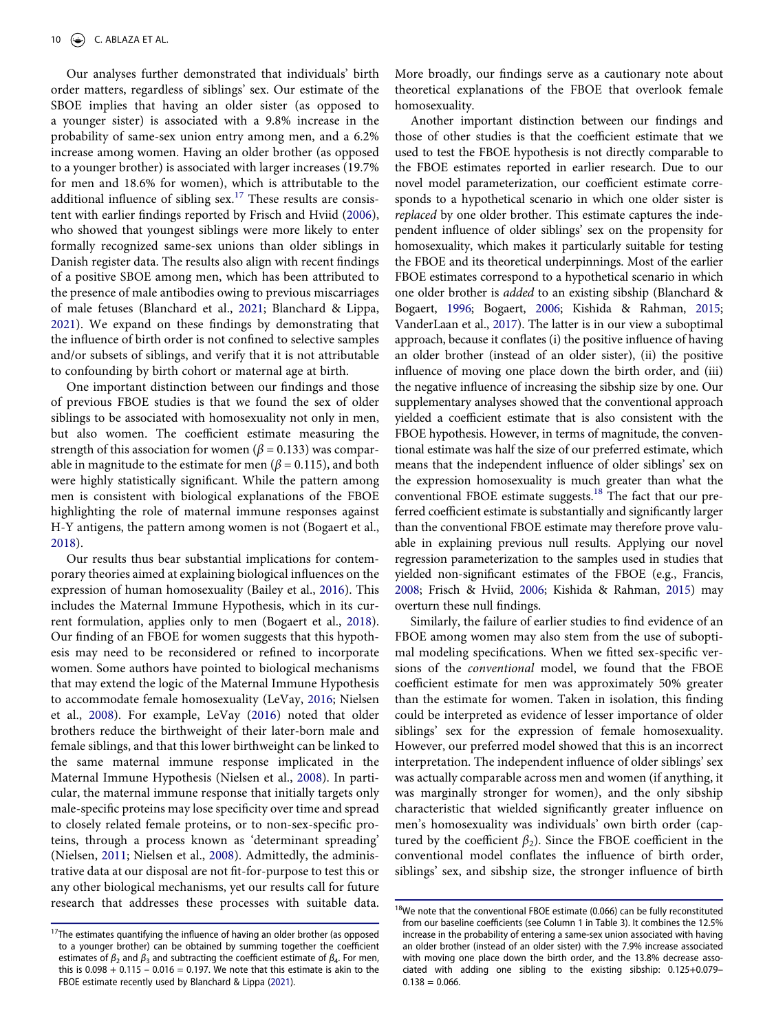Our analyses further demonstrated that individuals' birth order matters, regardless of siblings' sex. Our estimate of the SBOE implies that having an older sister (as opposed to a younger sister) is associated with a 9.8% increase in the probability of same-sex union entry among men, and a 6.2% increase among women. Having an older brother (as opposed to a younger brother) is associated with larger increases (19.7% for men and 18.6% for women), which is attributable to the additional influence of sibling sex.[17] These results are consistent with earlier findings reported by Frisch and Hviid (2006), who showed that youngest siblings were more likely to enter formally recognized same-sex unions than older siblings in Danish register data. The results also align with recent findings of a positive SBOE among men, which has been attributed to the presence of male antibodies owing to previous miscarriages of male fetuses (Blanchard et al., 2021; Blanchard & Lippa, 2021). We expand on these findings by demonstrating that the influence of birth order is not confined to selective samples and/or subsets of siblings, and verify that it is not attributable to confounding by birth cohort or maternal age at birth.

One important distinction between our findings and those of previous FBOE studies is that we found the sex of older siblings to be associated with homosexuality not only in men, but also women. The coefficient estimate measuring the strength of this association for women ($\beta = 0.133$) was comparable in magnitude to the estimate for men ($\beta = 0.115$), and both were highly statistically significant. While the pattern among men is consistent with biological explanations of the FBOE highlighting the role of maternal immune responses against H-Y antigens, the pattern among women is not (Bogaert et al., 2018).

Our results thus bear substantial implications for contemporary theories aimed at explaining biological influences on the expression of human homosexuality (Bailey et al., 2016). This includes the Maternal Immune Hypothesis, which in its current formulation, applies only to men (Bogaert et al., 2018). Our finding of an FBOE for women suggests that this hypothesis may need to be reconsidered or refined to incorporate women. Some authors have pointed to biological mechanisms that may extend the logic of the Maternal Immune Hypothesis to accommodate female homosexuality (LeVay, 2016; Nielsen et al., 2008). For example, LeVay (2016) noted that older brothers reduce the birthweight of their later-born male and female siblings, and that this lower birthweight can be linked to the same maternal immune response implicated in the Maternal Immune Hypothesis (Nielsen et al., 2008). In particular, the maternal immune response that initially targets only male-specific proteins may lose specificity over time and spread to closely related female proteins, or to non-sex-specific proteins, through a process known as 'determinant spreading' (Nielsen, 2011; Nielsen et al., 2008). Admittedly, the administrative data at our disposal are not fit-for-purpose to test this or any other biological mechanisms, yet our results call for future research that addresses these processes with suitable data. More broadly, our findings serve as a cautionary note about theoretical explanations of the FBOE that overlook female homosexuality.

Another important distinction between our findings and those of other studies is that the coefficient estimate that we used to test the FBOE hypothesis is not directly comparable to the FBOE estimates reported in earlier research. Due to our novel model parameterization, our coefficient estimate corresponds to a hypothetical scenario in which one older sister is *replaced* by one older brother. This estimate captures the independent influence of older siblings' sex on the propensity for homosexuality, which makes it particularly suitable for testing the FBOE and its theoretical underpinnings. Most of the earlier FBOE estimates correspond to a hypothetical scenario in which one older brother is *added* to an existing sibship (Blanchard & Bogaert, 1996; Bogaert, 2006; Kishida & Rahman, 2015; VanderLaan et al., 2017). The latter is in our view a suboptimal approach, because it conflates (i) the positive influence of having an older brother (instead of an older sister), (ii) the positive influence of moving one place down the birth order, and (iii) the negative influence of increasing the sibship size by one. Our supplementary analyses showed that the conventional approach yielded a coefficient estimate that is also consistent with the FBOE hypothesis. However, in terms of magnitude, the conventional estimate was half the size of our preferred estimate, which means that the independent influence of older siblings' sex on the expression homosexuality is much greater than what the conventional FBOE estimate suggests.[18] The fact that our preferred coefficient estimate is substantially and significantly larger than the conventional FBOE estimate may therefore prove valuable in explaining previous null results. Applying our novel regression parameterization to the samples used in studies that yielded non-significant estimates of the FBOE (e.g., Francis, 2008; Frisch & Hviid, 2006; Kishida & Rahman, 2015) may overturn these null findings.

Similarly, the failure of earlier studies to find evidence of an FBOE among women may also stem from the use of suboptimal modeling specifications. When we fitted sex-specific versions of the *conventional* model, we found that the FBOE coefficient estimate for men was approximately 50% greater than the estimate for women. Taken in isolation, this finding could be interpreted as evidence of lesser importance of older siblings' sex for the expression of female homosexuality. However, our preferred model showed that this is an incorrect interpretation. The independent influence of older siblings' sex was actually comparable across men and women (if anything, it was marginally stronger for women), and the only sibship characteristic that wielded significantly greater influence on men's homosexuality was individuals' own birth order (captured by the coefficient $\beta_2$). Since the FBOE coefficient in the conventional model conflates the influence of birth order, siblings' sex, and sibship size, the stronger influence of birth

---

[17] The estimates quantifying the influence of having an older brother (as opposed to a younger brother) can be obtained by summing together the coefficient estimates of $\beta_2$ and $\beta_3$ and subtracting the coefficient estimate of $\beta_4$. For men, this is $0.098 + 0.115 - 0.016 = 0.197$. We note that this estimate is akin to the FBOE estimate recently used by Blanchard & Lippa (2021).

[18] We note that the conventional FBOE estimate (0.066) can be fully reconstituted from our baseline coefficients (see Column 1 in Table 3). It combines the 12.5% increase in the probability of entering a same-sex union associated with having an older brother (instead of an older sister) with the 7.9% increase associated with moving one place down the birth order, and the 13.8% decrease associated with adding one sibling to the existing sibship: $0.125+0.079-0.138 = 0.066$.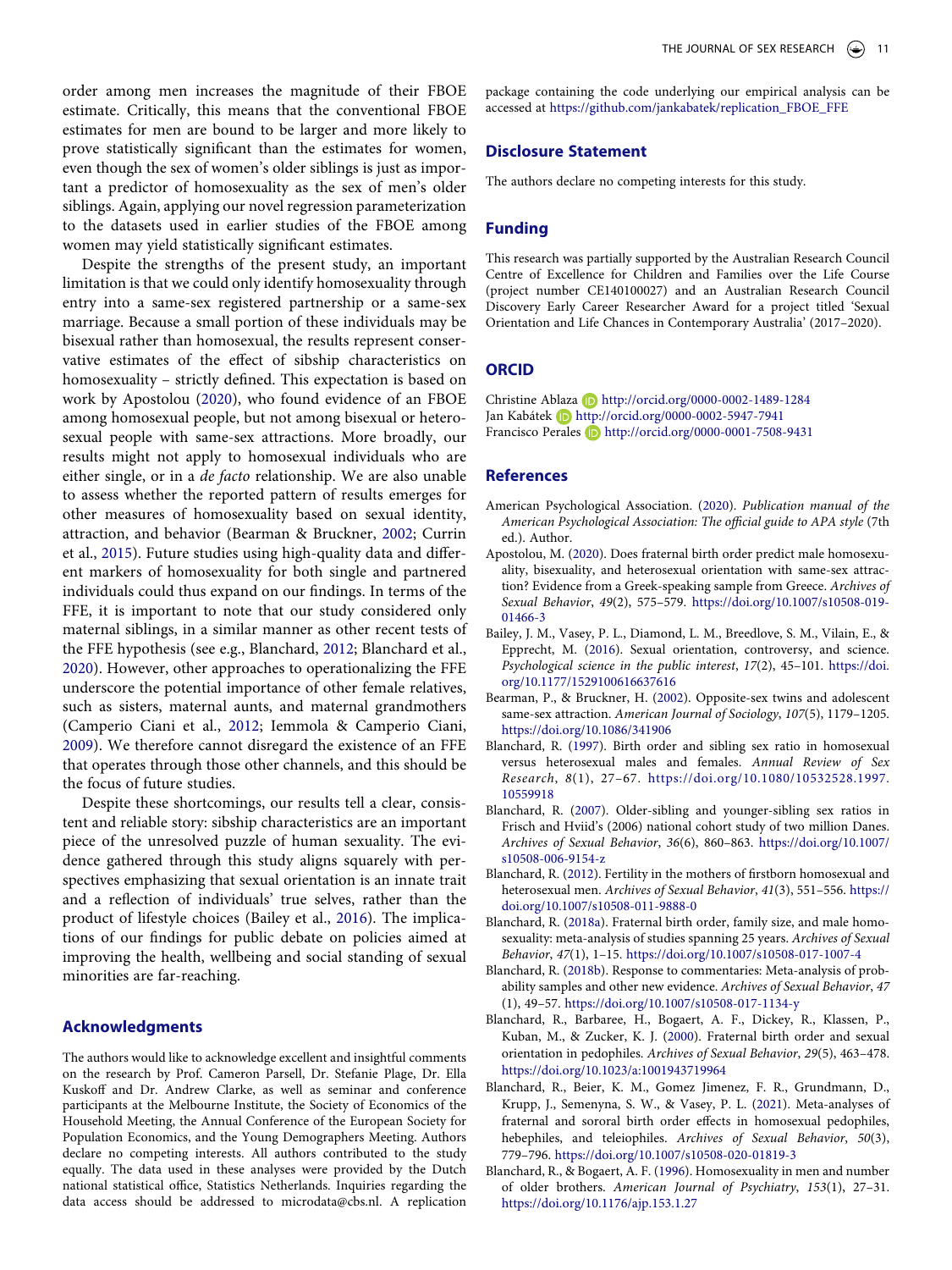order among men increases the magnitude of their FBOE estimate. Critically, this means that the conventional FBOE estimates for men are bound to be larger and more likely to prove statistically significant than the estimates for women, even though the sex of women's older siblings is just as important a predictor of homosexuality as the sex of men's older siblings. Again, applying our novel regression parameterization to the datasets used in earlier studies of the FBOE among women may yield statistically significant estimates.

Despite the strengths of the present study, an important limitation is that we could only identify homosexuality through entry into a same-sex registered partnership or a same-sex marriage. Because a small portion of these individuals may be bisexual rather than homosexual, the results represent conservative estimates of the effect of sibship characteristics on homosexuality – strictly defined. This expectation is based on work by Apostolou (2020), who found evidence of an FBOE among homosexual people, but not among bisexual or heterosexual people with same-sex attractions. More broadly, our results might not apply to homosexual individuals who are either single, or in a *de facto* relationship. We are also unable to assess whether the reported pattern of results emerges for other measures of homosexuality based on sexual identity, attraction, and behavior (Bearman & Bruckner, 2002; Currin et al., 2015). Future studies using high-quality data and different markers of homosexuality for both single and partnered individuals could thus expand on our findings. In terms of the FFE, it is important to note that our study considered only maternal siblings, in a similar manner as other recent tests of the FFE hypothesis (see e.g., Blanchard, 2012; Blanchard et al., 2020). However, other approaches to operationalizing the FFE underscore the potential importance of other female relatives, such as sisters, maternal aunts, and maternal grandmothers (Camperio Ciani et al., 2012; Iemmola & Camperio Ciani, 2009). We therefore cannot disregard the existence of an FFE that operates through those other channels, and this should be the focus of future studies.

Despite these shortcomings, our results tell a clear, consistent and reliable story: sibship characteristics are an important piece of the unresolved puzzle of human sexuality. The evidence gathered through this study aligns squarely with perspectives emphasizing that sexual orientation is an innate trait and a reflection of individuals' true selves, rather than the product of lifestyle choices (Bailey et al., 2016). The implications of our findings for public debate on policies aimed at improving the health, wellbeing and social standing of sexual minorities are far-reaching.

## Acknowledgments

The authors would like to acknowledge excellent and insightful comments on the research by Prof. Cameron Parsell, Dr. Stefanie Plage, Dr. Ella Kuskoff and Dr. Andrew Clarke, as well as seminar and conference participants at the Melbourne Institute, the Society of Economics of the Household Meeting, the Annual Conference of the European Society for Population Economics, and the Young Demographers Meeting. Authors declare no competing interests. All authors contributed to the study equally. The data used in these analyses were provided by the Dutch national statistical office, Statistics Netherlands. Inquiries regarding the data access should be addressed to microdata@cbs.nl. A replication package containing the code underlying our empirical analysis can be accessed at https://github.com/jankabatek/replication_FBOE_FFE

## Disclosure Statement

The authors declare no competing interests for this study.

## Funding

This research was partially supported by the Australian Research Council Centre of Excellence for Children and Families over the Life Course (project number CE140100027) and an Australian Research Council Discovery Early Career Researcher Award for a project titled 'Sexual Orientation and Life Chances in Contemporary Australia' (2017–2020).

## ORCID

Christine Ablaza http://orcid.org/0000-0002-1489-1284
Jan Kabátek http://orcid.org/0000-0002-5947-7941
Francisco Perales http://orcid.org/0000-0001-7508-9431

## References

American Psychological Association. (2020). *Publication manual of the American Psychological Association: The official guide to APA style* (7th ed.). Author.

Apostolou, M. (2020). Does fraternal birth order predict male homosexuality, bisexuality, and heterosexual orientation with same-sex attraction? Evidence from a Greek-speaking sample from Greece. *Archives of Sexual Behavior*, *49*(2), 575–579. https://doi.org/10.1007/s10508-019-01466-3

Bailey, J. M., Vasey, P. L., Diamond, L. M., Breedlove, S. M., Vilain, E., & Epprecht, M. (2016). Sexual orientation, controversy, and science. *Psychological science in the public interest*, *17*(2), 45–101. https://doi.org/10.1177/1529100616637616

Bearman, P., & Bruckner, H. (2002). Opposite-sex twins and adolescent same-sex attraction. *American Journal of Sociology*, *107*(5), 1179–1205. https://doi.org/10.1086/341906

Blanchard, R. (1997). Birth order and sibling sex ratio in homosexual versus heterosexual males and females. *Annual Review of Sex Research*, *8*(1), 27–67. https://doi.org/10.1080/10532528.1997.10559918

Blanchard, R. (2007). Older-sibling and younger-sibling sex ratios in Frisch and Hviid's (2006) national cohort study of two million Danes. *Archives of Sexual Behavior*, *36*(6), 860–863. https://doi.org/10.1007/s10508-006-9154-z

Blanchard, R. (2012). Fertility in the mothers of firstborn homosexual and heterosexual men. *Archives of Sexual Behavior*, *41*(3), 551–556. https://doi.org/10.1007/s10508-011-9888-0

Blanchard, R. (2018a). Fraternal birth order, family size, and male homosexuality: meta-analysis of studies spanning 25 years. *Archives of Sexual Behavior*, *47*(1), 1–15. https://doi.org/10.1007/s10508-017-1007-4

Blanchard, R. (2018b). Response to commentaries: Meta-analysis of probability samples and other new evidence. *Archives of Sexual Behavior*, *47*(1), 49–57. https://doi.org/10.1007/s10508-017-1134-y

Blanchard, R., Barbaree, H., Bogaert, A. F., Dickey, R., Klassen, P., Kuban, M., & Zucker, K. J. (2000). Fraternal birth order and sexual orientation in pedophiles. *Archives of Sexual Behavior*, *29*(5), 463–478. https://doi.org/10.1023/a:1001943719964

Blanchard, R., Beier, K. M., Gomez Jimenez, F. R., Grundmann, D., Krupp, J., Semenyna, S. W., & Vasey, P. L. (2021). Meta-analyses of fraternal and sororal birth order effects in homosexual pedophiles, hebephiles, and teleiophiles. *Archives of Sexual Behavior*, *50*(3), 779–796. https://doi.org/10.1007/s10508-020-01819-3

Blanchard, R., & Bogaert, A. F. (1996). Homosexuality in men and number of older brothers. *American Journal of Psychiatry*, *153*(1), 27–31. https://doi.org/10.1176/ajp.153.1.27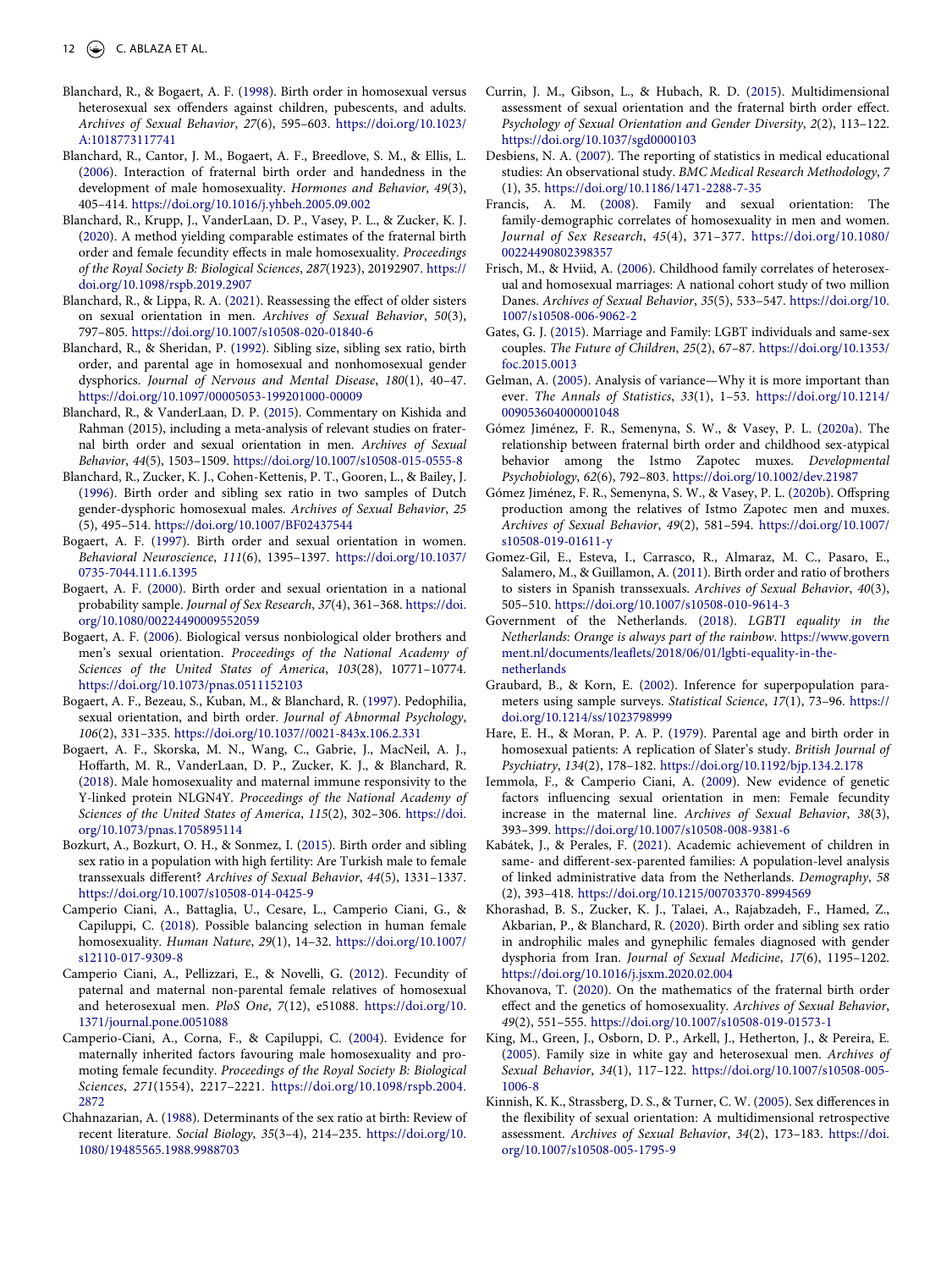Blanchard, R., & Bogaert, A. F. (1998). Birth order in homosexual versus heterosexual sex offenders against children, pubescents, and adults. *Archives of Sexual Behavior*, *27*(6), 595–603. https://doi.org/10.1023/A:1018773117741

Blanchard, R., Cantor, J. M., Bogaert, A. F., Breedlove, S. M., & Ellis, L. (2006). Interaction of fraternal birth order and handedness in the development of male homosexuality. *Hormones and Behavior*, *49*(3), 405–414. https://doi.org/10.1016/j.yhbeh.2005.09.002

Blanchard, R., Krupp, J., VanderLaan, D. P., Vasey, P. L., & Zucker, K. J. (2020). A method yielding comparable estimates of the fraternal birth order and female fecundity effects in male homosexuality. *Proceedings of the Royal Society B: Biological Sciences*, *287*(1923), 20192907. https://doi.org/10.1098/rspb.2019.2907

Blanchard, R., & Lippa, R. A. (2021). Reassessing the effect of older sisters on sexual orientation in men. *Archives of Sexual Behavior*, *50*(3), 797–805. https://doi.org/10.1007/s10508-020-01840-6

Blanchard, R., & Sheridan, P. (1992). Sibling size, sibling sex ratio, birth order, and parental age in homosexual and nonhomosexual gender dysphorics. *Journal of Nervous and Mental Disease*, *180*(1), 40–47. https://doi.org/10.1097/00005053-199201000-00009

Blanchard, R., & VanderLaan, D. P. (2015). Commentary on Kishida and Rahman (2015), including a meta-analysis of relevant studies on fraternal birth order and sexual orientation in men. *Archives of Sexual Behavior*, *44*(5), 1503–1509. https://doi.org/10.1007/s10508-015-0555-8

Blanchard, R., Zucker, K. J., Cohen-Kettenis, P. T., Gooren, L., & Bailey, J. (1996). Birth order and sibling sex ratio in two samples of Dutch gender-dysphoric homosexual males. *Archives of Sexual Behavior*, *25* (5), 495–514. https://doi.org/10.1007/BF02437544

Bogaert, A. F. (1997). Birth order and sexual orientation in women. *Behavioral Neuroscience*, *111*(6), 1395–1397. https://doi.org/10.1037/0735-7044.111.6.1395

Bogaert, A. F. (2000). Birth order and sexual orientation in a national probability sample. *Journal of Sex Research*, *37*(4), 361–368. https://doi.org/10.1080/00224490009552059

Bogaert, A. F. (2006). Biological versus nonbiological older brothers and men's sexual orientation. *Proceedings of the National Academy of Sciences of the United States of America*, *103*(28), 10771–10774. https://doi.org/10.1073/pnas.0511152103

Bogaert, A. F., Bezeau, S., Kuban, M., & Blanchard, R. (1997). Pedophilia, sexual orientation, and birth order. *Journal of Abnormal Psychology*, *106*(2), 331–335. https://doi.org/10.1037//0021-843x.106.2.331

Bogaert, A. F., Skorska, M. N., Wang, C., Gabrie, J., MacNeil, A. J., Hoffarth, M. R., VanderLaan, D. P., Zucker, K. J., & Blanchard, R. (2018). Male homosexuality and maternal immune responsivity to the Y-linked protein NLGN4Y. *Proceedings of the National Academy of Sciences of the United States of America*, *115*(2), 302–306. https://doi.org/10.1073/pnas.1705895114

Bozkurt, A., Bozkurt, O. H., & Sonmez, I. (2015). Birth order and sibling sex ratio in a population with high fertility: Are Turkish male to female transsexuals different? *Archives of Sexual Behavior*, *44*(5), 1331–1337. https://doi.org/10.1007/s10508-014-0425-9

Camperio Ciani, A., Battaglia, U., Cesare, L., Camperio Ciani, G., & Capiluppi, C. (2018). Possible balancing selection in human female homosexuality. *Human Nature*, *29*(1), 14–32. https://doi.org/10.1007/s12110-017-9309-8

Camperio Ciani, A., Pellizzari, E., & Novelli, G. (2012). Fecundity of paternal and maternal non-parental female relatives of homosexual and heterosexual men. *PloS One*, *7*(12), e51088. https://doi.org/10.1371/journal.pone.0051088

Camperio-Ciani, A., Corna, F., & Capiluppi, C. (2004). Evidence for maternally inherited factors favouring male homosexuality and promoting female fecundity. *Proceedings of the Royal Society B: Biological Sciences*, *271*(1554), 2217–2221. https://doi.org/10.1098/rspb.2004.2872

Chahnazarian, A. (1988). Determinants of the sex ratio at birth: Review of recent literature. *Social Biology*, *35*(3–4), 214–235. https://doi.org/10.1080/19485565.1988.9988703

Currin, J. M., Gibson, L., & Hubach, R. D. (2015). Multidimensional assessment of sexual orientation and the fraternal birth order effect. *Psychology of Sexual Orientation and Gender Diversity*, *2*(2), 113–122. https://doi.org/10.1037/sgd0000103

Desbiens, N. A. (2007). The reporting of statistics in medical educational studies: An observational study. *BMC Medical Research Methodology*, *7* (1), 35. https://doi.org/10.1186/1471-2288-7-35

Francis, A. M. (2008). Family and sexual orientation: The family-demographic correlates of homosexuality in men and women. *Journal of Sex Research*, *45*(4), 371–377. https://doi.org/10.1080/00224490802398357

Frisch, M., & Hviid, A. (2006). Childhood family correlates of heterosexual and homosexual marriages: A national cohort study of two million Danes. *Archives of Sexual Behavior*, *35*(5), 533–547. https://doi.org/10.1007/s10508-006-9062-2

Gates, G. J. (2015). Marriage and Family: LGBT individuals and same-sex couples. *The Future of Children*, *25*(2), 67–87. https://doi.org/10.1353/foc.2015.0013

Gelman, A. (2005). Analysis of variance—Why it is more important than ever. *The Annals of Statistics*, *33*(1), 1–53. https://doi.org/10.1214/009053604000001048

Gómez Jiménez, F. R., Semenyna, S. W., & Vasey, P. L. (2020a). The relationship between fraternal birth order and childhood sex-atypical behavior among the Istmo Zapotec muxes. *Developmental Psychobiology*, *62*(6), 792–803. https://doi.org/10.1002/dev.21987

Gómez Jiménez, F. R., Semenyna, S. W., & Vasey, P. L. (2020b). Offspring production among the relatives of Istmo Zapotec men and muxes. *Archives of Sexual Behavior*, *49*(2), 581–594. https://doi.org/10.1007/s10508-019-01611-y

Gomez-Gil, E., Esteva, I., Carrasco, R., Almaraz, M. C., Pasaro, E., Salamero, M., & Guillamon, A. (2011). Birth order and ratio of brothers to sisters in Spanish transsexuals. *Archives of Sexual Behavior*, *40*(3), 505–510. https://doi.org/10.1007/s10508-010-9614-3

Government of the Netherlands. (2018). *LGBTI equality in the Netherlands: Orange is always part of the rainbow*. https://www.government.nl/documents/leaflets/2018/06/01/lgbti-equality-in-the-netherlands

Graubard, B., & Korn, E. (2002). Inference for superpopulation parameters using sample surveys. *Statistical Science*, *17*(1), 73–96. https://doi.org/10.1214/ss/1023798999

Hare, E. H., & Moran, P. A. P. (1979). Parental age and birth order in homosexual patients: A replication of Slater's study. *British Journal of Psychiatry*, *134*(2), 178–182. https://doi.org/10.1192/bjp.134.2.178

Iemmola, F., & Camperio Ciani, A. (2009). New evidence of genetic factors influencing sexual orientation in men: Female fecundity increase in the maternal line. *Archives of Sexual Behavior*, *38*(3), 393–399. https://doi.org/10.1007/s10508-008-9381-6

Kabátek, J., & Perales, F. (2021). Academic achievement of children in same- and different-sex-parented families: A population-level analysis of linked administrative data from the Netherlands. *Demography*, *58* (2), 393–418. https://doi.org/10.1215/00703370-8994569

Khorashad, B. S., Zucker, K. J., Talaei, A., Rajabzadeh, F., Hamed, Z., Akbarian, P., & Blanchard, R. (2020). Birth order and sibling sex ratio in androphilic males and gynephilic females diagnosed with gender dysphoria from Iran. *Journal of Sexual Medicine*, *17*(6), 1195–1202. https://doi.org/10.1016/j.jsxm.2020.02.004

Khovanova, T. (2020). On the mathematics of the fraternal birth order effect and the genetics of homosexuality. *Archives of Sexual Behavior*, *49*(2), 551–555. https://doi.org/10.1007/s10508-019-01573-1

King, M., Green, J., Osborn, D. P., Arkell, J., Hetherton, J., & Pereira, E. (2005). Family size in white gay and heterosexual men. *Archives of Sexual Behavior*, *34*(1), 117–122. https://doi.org/10.1007/s10508-005-1006-8

Kinnish, K. K., Strassberg, D. S., & Turner, C. W. (2005). Sex differences in the flexibility of sexual orientation: A multidimensional retrospective assessment. *Archives of Sexual Behavior*, *34*(2), 173–183. https://doi.org/10.1007/s10508-005-1795-9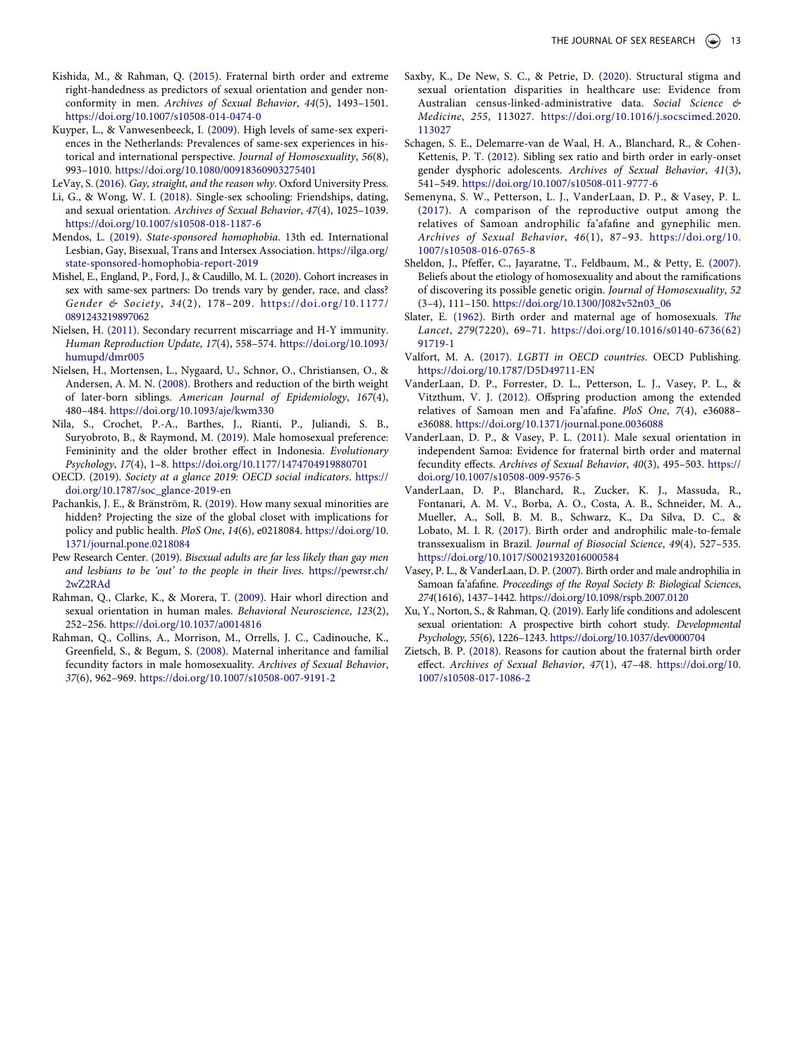Kishida, M., & Rahman, Q. (2015). Fraternal birth order and extreme right-handedness as predictors of sexual orientation and gender nonconformity in men. *Archives of Sexual Behavior*, *44*(5), 1493–1501. https://doi.org/10.1007/s10508-014-0474-0

Kuyper, L., & Vanwesenbeeck, I. (2009). High levels of same-sex experiences in the Netherlands: Prevalences of same-sex experiences in historical and international perspective. *Journal of Homosexuality*, *56*(8), 993–1010. https://doi.org/10.1080/00918360903275401

LeVay, S. (2016). *Gay, straight, and the reason why*. Oxford University Press.

Li, G., & Wong, W. I. (2018). Single-sex schooling: Friendships, dating, and sexual orientation. *Archives of Sexual Behavior*, *47*(4), 1025–1039. https://doi.org/10.1007/s10508-018-1187-6

Mendos, L. (2019). *State-sponsored homophobia*. 13th ed. International Lesbian, Gay, Bisexual, Trans and Intersex Association. https://ilga.org/state-sponsored-homophobia-report-2019

Mishel, E., England, P., Ford, J., & Caudillo, M. L. (2020). Cohort increases in sex with same-sex partners: Do trends vary by gender, race, and class? *Gender & Society*, *34*(2), 178–209. https://doi.org/10.1177/0891243219897062

Nielsen, H. (2011). Secondary recurrent miscarriage and H-Y immunity. *Human Reproduction Update*, *17*(4), 558–574. https://doi.org/10.1093/humupd/dmr005

Nielsen, H., Mortensen, L., Nygaard, U., Schnor, O., Christiansen, O., & Andersen, A. M. N. (2008). Brothers and reduction of the birth weight of later-born siblings. *American Journal of Epidemiology*, *167*(4), 480–484. https://doi.org/10.1093/aje/kwm330

Nila, S., Crochet, P.-A., Barthes, J., Rianti, P., Juliandi, S. B., Suryobroto, B., & Raymond, M. (2019). Male homosexual preference: Femininity and the older brother effect in Indonesia. *Evolutionary Psychology*, *17*(4), 1–8. https://doi.org/10.1177/1474704919880701

OECD. (2019). *Society at a glance 2019: OECD social indicators*. https://doi.org/10.1787/soc_glance-2019-en

Pachankis, J. E., & Bränström, R. (2019). How many sexual minorities are hidden? Projecting the size of the global closet with implications for policy and public health. *PloS One*, *14*(6), e0218084. https://doi.org/10.1371/journal.pone.0218084

Pew Research Center. (2019). *Bisexual adults are far less likely than gay men and lesbians to be 'out' to the people in their lives.* https://pewrsr.ch/2wZ2RAd

Rahman, Q., Clarke, K., & Morera, T. (2009). Hair whorl direction and sexual orientation in human males. *Behavioral Neuroscience*, *123*(2), 252–256. https://doi.org/10.1037/a0014816

Rahman, Q., Collins, A., Morrison, M., Orrells, J. C., Cadinouche, K., Greenfield, S., & Begum, S. (2008). Maternal inheritance and familial fecundity factors in male homosexuality. *Archives of Sexual Behavior*, *37*(6), 962–969. https://doi.org/10.1007/s10508-007-9191-2

Saxby, K., De New, S. C., & Petrie, D. (2020). Structural stigma and sexual orientation disparities in healthcare use: Evidence from Australian census-linked-administrative data. *Social Science & Medicine*, *255*, 113027. https://doi.org/10.1016/j.socscimed.2020.113027

Schagen, S. E., Delemarre-van de Waal, H. A., Blanchard, R., & Cohen-Kettenis, P. T. (2012). Sibling sex ratio and birth order in early-onset gender dysphoric adolescents. *Archives of Sexual Behavior*, *41*(3), 541–549. https://doi.org/10.1007/s10508-011-9777-6

Semenyna, S. W., Petterson, L. J., VanderLaan, D. P., & Vasey, P. L. (2017). A comparison of the reproductive output among the relatives of Samoan androphilic fa'afafine and gynephilic men. *Archives of Sexual Behavior*, *46*(1), 87–93. https://doi.org/10.1007/s10508-016-0765-8

Sheldon, J., Pfeffer, C., Jayaratne, T., Feldbaum, M., & Petty, E. (2007). Beliefs about the etiology of homosexuality and about the ramifications of discovering its possible genetic origin. *Journal of Homosexuality*, *52* (3–4), 111–150. https://doi.org/10.1300/J082v52n03_06

Slater, E. (1962). Birth order and maternal age of homosexuals. *The Lancet*, *279*(7220), 69–71. https://doi.org/10.1016/s0140-6736(62)91719-1

Valfort, M. A. (2017). *LGBTI in OECD countries*. OECD Publishing. https://doi.org/10.1787/D5D49711-EN

VanderLaan, D. P., Forrester, D. L., Petterson, L. J., Vasey, P. L., & Vitzthum, V. J. (2012). Offspring production among the extended relatives of Samoan men and Fa'afafine. *PloS One*, *7*(4), e36088–e36088. https://doi.org/10.1371/journal.pone.0036088

VanderLaan, D. P., & Vasey, P. L. (2011). Male sexual orientation in independent Samoa: Evidence for fraternal birth order and maternal fecundity effects. *Archives of Sexual Behavior*, *40*(3), 495–503. https://doi.org/10.1007/s10508-009-9576-5

VanderLaan, D. P., Blanchard, R., Zucker, K. J., Massuda, R., Fontanari, A. M. V., Borba, A. O., Costa, A. B., Schneider, M. A., Mueller, A., Soll, B. M. B., Schwarz, K., Da Silva, D. C., & Lobato, M. I. R. (2017). Birth order and androphilic male-to-female transsexualism in Brazil. *Journal of Biosocial Science*, *49*(4), 527–535. https://doi.org/10.1017/S0021932016000584

Vasey, P. L., & VanderLaan, D. P. (2007). Birth order and male androphilia in Samoan fa'afafine. *Proceedings of the Royal Society B: Biological Sciences*, *274*(1616), 1437–1442. https://doi.org/10.1098/rspb.2007.0120

Xu, Y., Norton, S., & Rahman, Q. (2019). Early life conditions and adolescent sexual orientation: A prospective birth cohort study. *Developmental Psychology*, *55*(6), 1226–1243. https://doi.org/10.1037/dev0000704

Zietsch, B. P. (2018). Reasons for caution about the fraternal birth order effect. *Archives of Sexual Behavior*, *47*(1), 47–48. https://doi.org/10.1007/s10508-017-1086-2